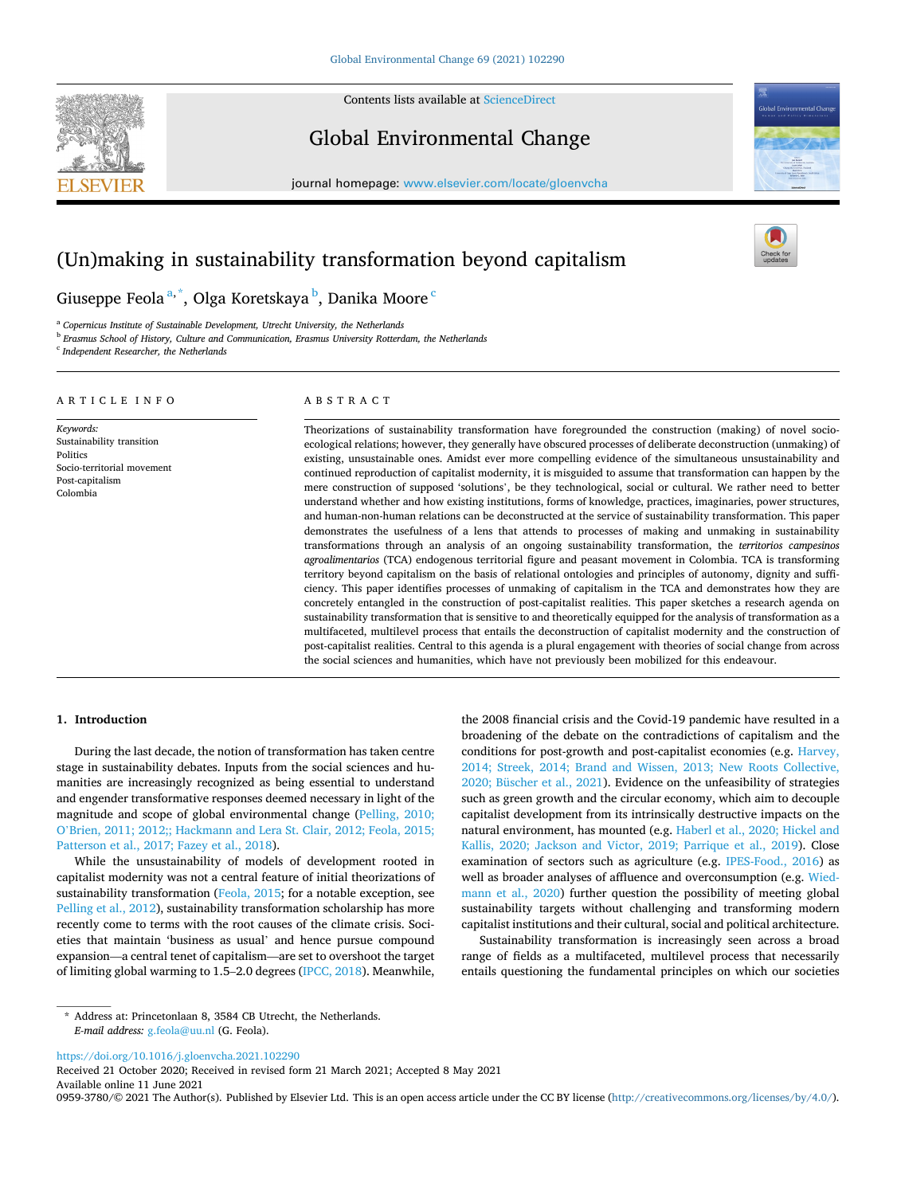# (Un)making in sustainability transformation beyond capitalism

Giuseppe Feola[a,*], Olga Koretskaya[b], Danika Moore[c]

[a] Copernicus Institute of Sustainable Development, Utrecht University, the Netherlands
[b] Erasmus School of History, Culture and Communication, Erasmus University Rotterdam, the Netherlands
[c] Independent Researcher, the Netherlands

## ARTICLE INFO

*Keywords:*
Sustainability transition
Politics
Socio-territorial movement
Post-capitalism
Colombia

## ABSTRACT

Theorizations of sustainability transformation have foregrounded the construction (making) of novel socio-ecological relations; however, they generally have obscured processes of deliberate deconstruction (unmaking) of existing, unsustainable ones. Amidst ever more compelling evidence of the simultaneous unsustainability and continued reproduction of capitalist modernity, it is misguided to assume that transformation can happen by the mere construction of supposed 'solutions', be they technological, social or cultural. We rather need to better understand whether and how existing institutions, forms of knowledge, practices, imaginaries, power structures, and human-non-human relations can be deconstructed at the service of sustainability transformation. This paper demonstrates the usefulness of a lens that attends to processes of making and unmaking in sustainability transformations through an analysis of an ongoing sustainability transformation, the *territorios campesinos agroalimentarios* (TCA) endogenous territorial figure and peasant movement in Colombia. TCA is transforming territory beyond capitalism on the basis of relational ontologies and principles of autonomy, dignity and sufficiency. This paper identifies processes of unmaking of capitalism in the TCA and demonstrates how they are concretely entangled in the construction of post-capitalist realities. This paper sketches a research agenda on sustainability transformation that is sensitive to and theoretically equipped for the analysis of transformation as a multifaceted, multilevel process that entails the deconstruction of capitalist modernity and the construction of post-capitalist realities. Central to this agenda is a plural engagement with theories of social change from across the social sciences and humanities, which have not previously been mobilized for this endeavour.

## 1. Introduction

During the last decade, the notion of transformation has taken centre stage in sustainability debates. Inputs from the social sciences and humanities are increasingly recognized as being essential to understand and engender transformative responses deemed necessary in light of the magnitude and scope of global environmental change (Pelling, 2010; O'Brien, 2011; 2012;; Hackmann and Lera St. Clair, 2012; Feola, 2015; Patterson et al., 2017; Fazey et al., 2018).

While the unsustainability of models of development rooted in capitalist modernity was not a central feature of initial theorizations of sustainability transformation (Feola, 2015; for a notable exception, see Pelling et al., 2012), sustainability transformation scholarship has more recently come to terms with the root causes of the climate crisis. Societies that maintain 'business as usual' and hence pursue compound expansion—a central tenet of capitalism—are set to overshoot the target of limiting global warming to 1.5–2.0 degrees (IPCC, 2018). Meanwhile, the 2008 financial crisis and the Covid-19 pandemic have resulted in a broadening of the debate on the contradictions of capitalism and the conditions for post-growth and post-capitalist economies (e.g. Harvey, 2014; Streek, 2014; Brand and Wissen, 2013; New Roots Collective, 2020; Büscher et al., 2021). Evidence on the unfeasibility of strategies such as green growth and the circular economy, which aim to decouple capitalist development from its intrinsically destructive impacts on the natural environment, has mounted (e.g. Haberl et al., 2020; Hickel and Kallis, 2020; Jackson and Victor, 2019; Parrique et al., 2019). Close examination of sectors such as agriculture (e.g. IPES-Food., 2016) as well as broader analyses of affluence and overconsumption (e.g. Wiedmann et al., 2020) further question the possibility of meeting global sustainability targets without challenging and transforming modern capitalist institutions and their cultural, social and political architecture.

Sustainability transformation is increasingly seen across a broad range of fields as a multifaceted, multilevel process that necessarily entails questioning the fundamental principles on which our societies

---

* Address at: Princetonlaan 8, 3584 CB Utrecht, the Netherlands.
*E-mail address:* g.feola@uu.nl (G. Feola).

https://doi.org/10.1016/j.gloenvcha.2021.102290
Received 21 October 2020; Received in revised form 21 March 2021; Accepted 8 May 2021
Available online 11 June 2021
0959-3780/© 2021 The Author(s). Published by Elsevier Ltd. This is an open access article under the CC BY license (http://creativecommons.org/licenses/by/4.0/).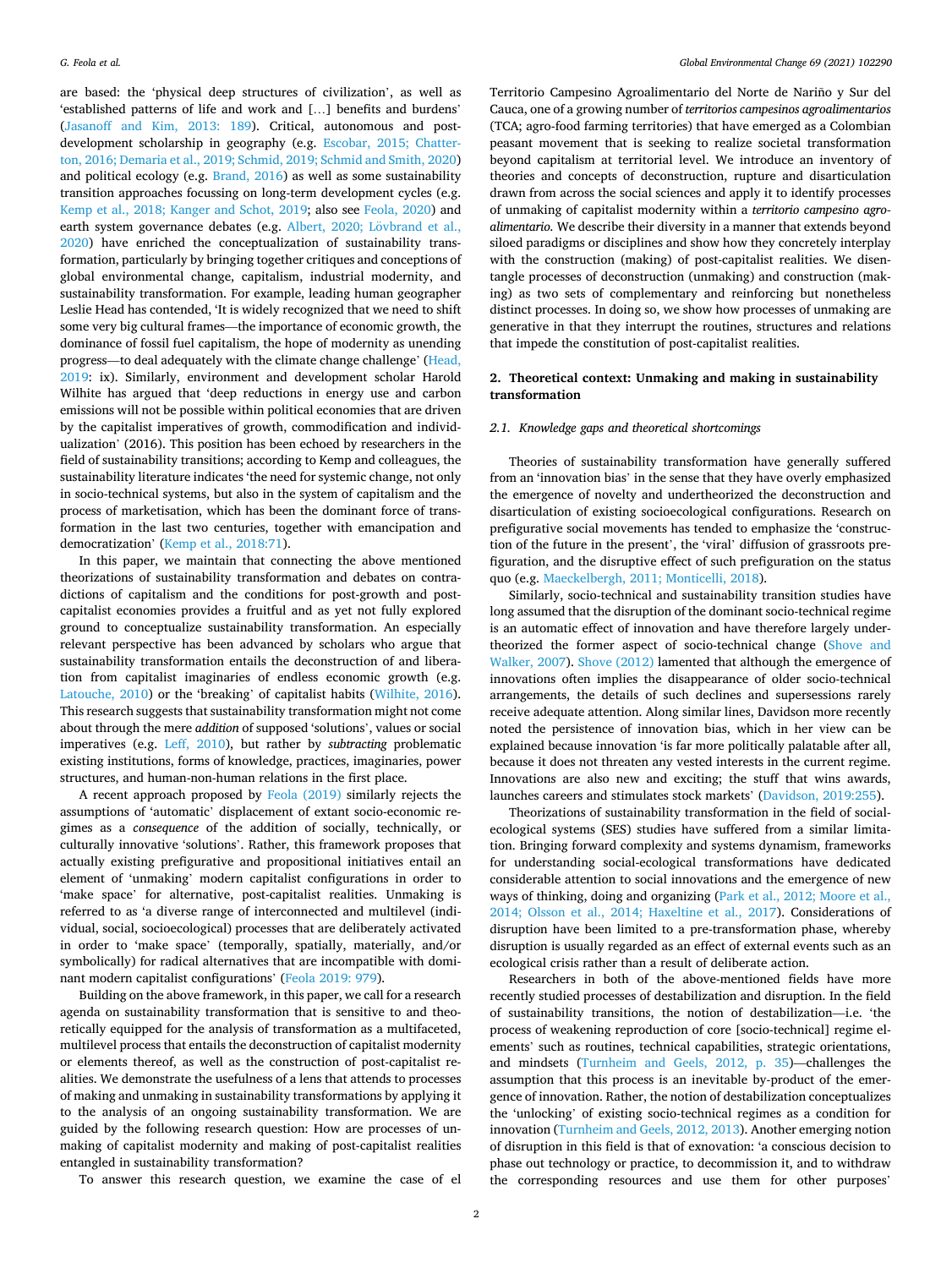are based: the 'physical deep structures of civilization', as well as 'established patterns of life and work and [...] benefits and burdens' (Jasanoff and Kim, 2013: 189). Critical, autonomous and post-development scholarship in geography (e.g. Escobar, 2015; Chatterton, 2016; Demaria et al., 2019; Schmid, 2019; Schmid and Smith, 2020) and political ecology (e.g. Brand, 2016) as well as some sustainability transition approaches focussing on long-term development cycles (e.g. Kemp et al., 2018; Kanger and Schot, 2019; also see Feola, 2020) and earth system governance debates (e.g. Albert, 2020; Lövbrand et al., 2020) have enriched the conceptualization of sustainability transformation, particularly by bringing together critiques and conceptions of global environmental change, capitalism, industrial modernity, and sustainability transformation. For example, leading human geographer Leslie Head has contended, 'It is widely recognized that we need to shift some very big cultural frames—the importance of economic growth, the dominance of fossil fuel capitalism, the hope of modernity as unending progress—to deal adequately with the climate change challenge' (Head, 2019: ix). Similarly, environment and development scholar Harold Wilhite has argued that 'deep reductions in energy use and carbon emissions will not be possible within political economies that are driven by the capitalist imperatives of growth, commodification and individualization' (2016). This position has been echoed by researchers in the field of sustainability transitions; according to Kemp and colleagues, the sustainability literature indicates 'the need for systemic change, not only in socio-technical systems, but also in the system of capitalism and the process of marketisation, which has been the dominant force of transformation in the last two centuries, together with emancipation and democratization' (Kemp et al., 2018:71).

In this paper, we maintain that connecting the above mentioned theorizations of sustainability transformation and debates on contradictions of capitalism and the conditions for post-growth and post-capitalist economies provides a fruitful and as yet not fully explored ground to conceptualize sustainability transformation. An especially relevant perspective has been advanced by scholars who argue that sustainability transformation entails the deconstruction of and liberation from capitalist imaginaries of endless economic growth (e.g. Latouche, 2010) or the 'breaking' of capitalist habits (Wilhite, 2016). This research suggests that sustainability transformation might not come about through the mere *addition* of supposed 'solutions', values or social imperatives (e.g. Leff, 2010), but rather by *subtracting* problematic existing institutions, forms of knowledge, practices, imaginaries, power structures, and human-non-human relations in the first place.

A recent approach proposed by Feola (2019) similarly rejects the assumptions of 'automatic' displacement of extant socio-economic regimes as a *consequence* of the addition of socially, technically, or culturally innovative 'solutions'. Rather, this framework proposes that actually existing prefigurative and propositional initiatives entail an element of 'unmaking' modern capitalist configurations in order to 'make space' for alternative, post-capitalist realities. Unmaking is referred to as 'a diverse range of interconnected and multilevel (individual, social, socioecological) processes that are deliberately activated in order to 'make space' (temporally, spatially, materially, and/or symbolically) for radical alternatives that are incompatible with dominant modern capitalist configurations' (Feola 2019: 979).

Building on the above framework, in this paper, we call for a research agenda on sustainability transformation that is sensitive to and theoretically equipped for the analysis of transformation as a multifaceted, multilevel process that entails the deconstruction of capitalist modernity or elements thereof, as well as the construction of post-capitalist realities. We demonstrate the usefulness of a lens that attends to processes of making and unmaking in sustainability transformations by applying it to the analysis of an ongoing sustainability transformation. We are guided by the following research question: How are processes of unmaking of capitalist modernity and making of post-capitalist realities entangled in sustainability transformation?

To answer this research question, we examine the case of el Territorio Campesino Agroalimentario del Norte de Nariño y Sur del Cauca, one of a growing number of *territorios campesinos agroalimentarios* (TCA; agro-food farming territories) that have emerged as a Colombian peasant movement that is seeking to realize societal transformation beyond capitalism at territorial level. We introduce an inventory of theories and concepts of deconstruction, rupture and disarticulation drawn from across the social sciences and apply it to identify processes of unmaking of capitalist modernity within a *territorio campesino agroalimentario*. We describe their diversity in a manner that extends beyond siloed paradigms or disciplines and show how they concretely interplay with the construction (making) of post-capitalist realities. We disentangle processes of deconstruction (unmaking) and construction (making) as two sets of complementary and reinforcing but nonetheless distinct processes. In doing so, we show how processes of unmaking are generative in that they interrupt the routines, structures and relations that impede the constitution of post-capitalist realities.

## 2. Theoretical context: Unmaking and making in sustainability transformation

### 2.1. Knowledge gaps and theoretical shortcomings

Theories of sustainability transformation have generally suffered from an 'innovation bias' in the sense that they have overly emphasized the emergence of novelty and undertheorized the deconstruction and disarticulation of existing socioecological configurations. Research on prefigurative social movements has tended to emphasize the 'construction of the future in the present', the 'viral' diffusion of grassroots prefiguration, and the disruptive effect of such prefiguration on the status quo (e.g. Maeckelbergh, 2011; Monticelli, 2018).

Similarly, socio-technical and sustainability transition studies have long assumed that the disruption of the dominant socio-technical regime is an automatic effect of innovation and have therefore largely undertheorized the former aspect of socio-technical change (Shove and Walker, 2007). Shove (2012) lamented that although the emergence of innovations often implies the disappearance of older socio-technical arrangements, the details of such declines and supersessions rarely receive adequate attention. Along similar lines, Davidson more recently noted the persistence of innovation bias, which in her view can be explained because innovation 'is far more politically palatable after all, because it does not threaten any vested interests in the current regime. Innovations are also new and exciting; the stuff that wins awards, launches careers and stimulates stock markets' (Davidson, 2019:255).

Theorizations of sustainability transformation in the field of social-ecological systems (SES) studies have suffered from a similar limitation. Bringing forward complexity and systems dynamism, frameworks for understanding social-ecological transformations have dedicated considerable attention to social innovations and the emergence of new ways of thinking, doing and organizing (Park et al., 2012; Moore et al., 2014; Olsson et al., 2014; Haxeltine et al., 2017). Considerations of disruption have been limited to a pre-transformation phase, whereby disruption is usually regarded as an effect of external events such as an ecological crisis rather than a result of deliberate action.

Researchers in both of the above-mentioned fields have more recently studied processes of destabilization and disruption. In the field of sustainability transitions, the notion of destabilization—i.e. 'the process of weakening reproduction of core [socio-technical] regime elements' such as routines, technical capabilities, strategic orientations, and mindsets (Turnheim and Geels, 2012, p. 35)—challenges the assumption that this process is an inevitable by-product of the emergence of innovation. Rather, the notion of destabilization conceptualizes the 'unlocking' of existing socio-technical regimes as a condition for innovation (Turnheim and Geels, 2012, 2013). Another emerging notion of disruption in this field is that of exnovation: 'a conscious decision to phase out technology or practice, to decommission it, and to withdraw the corresponding resources and use them for other purposes'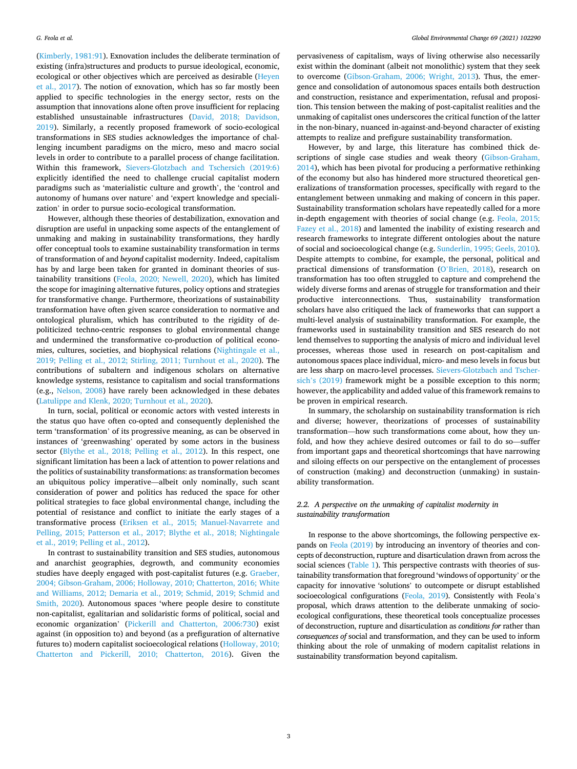(Kimberly, 1981:91). Exnovation includes the deliberate termination of existing (infra)structures and products to pursue ideological, economic, ecological or other objectives which are perceived as desirable (Heyen et al., 2017). The notion of exnovation, which has so far mostly been applied to specific technologies in the energy sector, rests on the assumption that innovations alone often prove insufficient for replacing established unsustainable infrastructures (David, 2018; Davidson, 2019). Similarly, a recently proposed framework of socio-ecological transformations in SES studies acknowledges the importance of challenging incumbent paradigms on the micro, meso and macro social levels in order to contribute to a parallel process of change facilitation. Within this framework, Sievers-Glotzbach and Tschersich (2019:6) explicitly identified the need to challenge crucial capitalist modern paradigms such as 'materialistic culture and growth', the 'control and autonomy of humans over nature' and 'expert knowledge and specialization' in order to pursue socio-ecological transformation.

However, although these theories of destabilization, exnovation and disruption are useful in unpacking some aspects of the entanglement of unmaking and making in sustainability transformations, they hardly offer conceptual tools to examine sustainability transformation in terms of transformation of and *beyond* capitalist modernity. Indeed, capitalism has by and large been taken for granted in dominant theories of sustainability transitions (Feola, 2020; Newell, 2020), which has limited the scope for imagining alternative futures, policy options and strategies for transformative change. Furthermore, theorizations of sustainability transformation have often given scarce consideration to normative and ontological pluralism, which has contributed to the rigidity of depoliticized techno-centric responses to global environmental change and undermined the transformative co-production of political economies, cultures, societies, and biophysical relations (Nightingale et al., 2019; Pelling et al., 2012; Stirling, 2011; Turnhout et al., 2020). The contributions of subaltern and indigenous scholars on alternative knowledge systems, resistance to capitalism and social transformations (e.g., Nelson, 2008) have rarely been acknowledged in these debates (Latulippe and Klenk, 2020; Turnhout et al., 2020).

In turn, social, political or economic actors with vested interests in the status quo have often co-opted and consequently depleted the term 'transformation' of its progressive meaning, as can be observed in instances of 'greenwashing' operated by some actors in the business sector (Blythe et al., 2018; Pelling et al., 2012). In this respect, one significant limitation has been a lack of attention to power relations and the politics of sustainability transformations: as transformation becomes an ubiquitous policy imperative—albeit only nominally, such scant consideration of power and politics has reduced the space for other political strategies to face global environmental change, including the potential of resistance and conflict to initiate the early stages of a transformative process (Eriksen et al., 2015; Manuel-Navarrete and Pelling, 2015; Patterson et al., 2017; Blythe et al., 2018; Nightingale et al., 2019; Pelling et al., 2012).

In contrast to sustainability transition and SES studies, autonomous and anarchist geographies, degrowth, and community economies studies have deeply engaged with post-capitalist futures (e.g. Graeber, 2004; Gibson-Graham, 2006; Holloway, 2010; Chatterton, 2016; White and Williams, 2012; Demaria et al., 2019; Schmid, 2019; Schmid and Smith, 2020). Autonomous spaces 'where people desire to constitute non-capitalist, egalitarian and solidaristic forms of political, social and economic organization' (Pickerill and Chatterton, 2006:730) exist against (in opposition to) and beyond (as a prefiguration of alternative futures to) modern capitalist socioecological relations (Holloway, 2010; Chatterton and Pickerill, 2010; Chatterton, 2016). Given the pervasiveness of capitalism, ways of living otherwise also necessarily exist within the dominant (albeit not monolithic) system that they seek to overcome (Gibson-Graham, 2006; Wright, 2013). Thus, the emergence and consolidation of autonomous spaces entails both destruction and construction, resistance and experimentation, refusal and proposition. This tension between the making of post-capitalist realities and the unmaking of capitalist ones underscores the critical function of the latter in the non-binary, nuanced in-against-and-beyond character of existing attempts to realize and prefigure sustainability transformation.

However, by and large, this literature has combined thick descriptions of single case studies and weak theory (Gibson-Graham, 2014), which has been pivotal for producing a performative rethinking of the economy but also has hindered more structured theoretical generalizations of transformation processes, specifically with regard to the entanglement between unmaking and making of concern in this paper. Sustainability transformation scholars have repeatedly called for a more in-depth engagement with theories of social change (e.g. Feola, 2015; Fazey et al., 2018) and lamented the inability of existing research and research frameworks to integrate different ontologies about the nature of social and socioecological change (e.g. Sunderlin, 1995; Geels, 2010). Despite attempts to combine, for example, the personal, political and practical dimensions of transformation (O'Brien, 2018), research on transformation has too often struggled to capture and comprehend the widely diverse forms and arenas of struggle for transformation and their productive interconnections. Thus, sustainability transformation scholars have also critiqued the lack of frameworks that can support a multi-level analysis of sustainability transformation. For example, the frameworks used in sustainability transition and SES research do not lend themselves to supporting the analysis of micro and individual level processes, whereas those used in research on post-capitalism and autonomous spaces place individual, micro- and meso levels in focus but are less sharp on macro-level processes. Sievers-Glotzbach and Tschersich's (2019) framework might be a possible exception to this norm; however, the applicability and added value of this framework remains to be proven in empirical research.

In summary, the scholarship on sustainability transformation is rich and diverse; however, theorizations of processes of sustainability transformation—how such transformations come about, how they unfold, and how they achieve desired outcomes or fail to do so—suffer from important gaps and theoretical shortcomings that have narrowing and siloing effects on our perspective on the entanglement of processes of construction (making) and deconstruction (unmaking) in sustainability transformation.

### 2.2. A perspective on the unmaking of capitalist modernity in sustainability transformation

In response to the above shortcomings, the following perspective expands on Feola (2019) by introducing an inventory of theories and concepts of deconstruction, rupture and disarticulation drawn from across the social sciences (Table 1). This perspective contrasts with theories of sustainability transformation that foreground 'windows of opportunity' or the capacity for innovative 'solutions' to outcompete or disrupt established socioecological configurations (Feola, 2019). Consistently with Feola's proposal, which draws attention to the deliberate unmaking of socio-ecological configurations, these theoretical tools conceptualize processes of deconstruction, rupture and disarticulation as *conditions for* rather than *consequences of* social and transformation, and they can be used to inform thinking about the role of unmaking of modern capitalist relations in sustainability transformation beyond capitalism.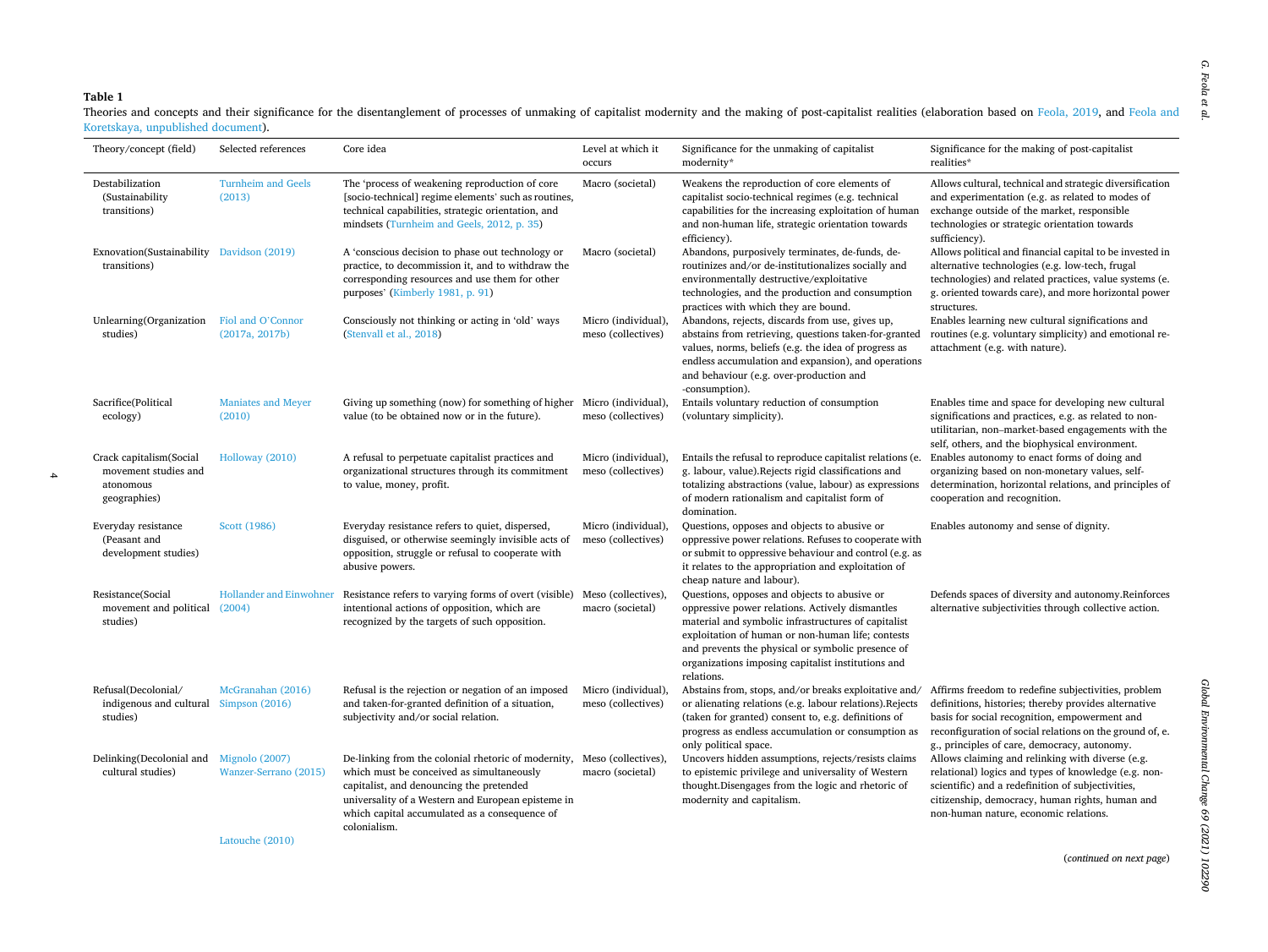**Table 1**

Theories and concepts and their significance for the disentanglement of processes of unmaking of capitalist modernity and the making of post-capitalist realities (elaboration based on Feola, 2019, and Feola and Koretskaya, unpublished document).

| Theory/concept (field) | Selected references | Core idea | Level at which it occurs | Significance for the unmaking of capitalist modernity* | Significance for the making of post-capitalist realities* |
|---|---|---|---|---|---|
| Destabilization (Sustainability transitions) | Turnheim and Geels (2013) | The 'process of weakening reproduction of core [socio-technical] regime elements' such as routines, technical capabilities, strategic orientation, and mindsets (Turnheim and Geels, 2012, p. 35) | Macro (societal) | Weakens the reproduction of core elements of capitalist socio-technical regimes (e.g. technical capabilities for the increasing exploitation of human and non-human life, strategic orientation towards efficiency). | Allows cultural, technical and strategic diversification and experimentation (e.g. as related to modes of exchange outside of the market, responsible technologies or strategic orientation towards sufficiency). |
| Exnovation(Sustainability transitions) | Davidson (2019) | A 'conscious decision to phase out technology or practice, to decommission it, and to withdraw the corresponding resources and use them for other purposes' (Kimberly 1981, p. 91) | Macro (societal) | Abandons, purposively terminates, de-funds, de-routinizes and/or de-institutionalizes socially and environmentally destructive/exploitative technologies, and the production and consumption practices with which they are bound. | Allows political and financial capital to be invested in alternative technologies (e.g. low-tech, frugal technologies) and related practices, value systems (e.g. oriented towards care), and more horizontal power structures. |
| Unlearning(Organization studies) | Fiol and O'Connor (2017a, 2017b) | Consciously not thinking or acting in 'old' ways (Stenvall et al., 2018) | Micro (individual), meso (collectives) | Abandons, rejects, discards from use, gives up, abstains from retrieving, questions taken-for-granted values, norms, beliefs (e.g. the idea of progress as endless accumulation and expansion), and operations and behaviour (e.g. over-production and -consumption). | Enables learning new cultural significations and routines (e.g. voluntary simplicity) and emotional re-attachment (e.g. with nature). |
| Sacrifice(Political ecology) | Maniates and Meyer (2010) | Giving up something (now) for something of higher value (to be obtained now or in the future). | Micro (individual), meso (collectives) | Entails voluntary reduction of consumption (voluntary simplicity). | Enables time and space for developing new cultural significations and practices, e.g. as related to non-utilitarian, non–market-based engagements with the self, others, and the biophysical environment. |
| Crack capitalism(Social movement studies and atonomous geographies) | Holloway (2010) | A refusal to perpetuate capitalist practices and organizational structures through its commitment to value, money, profit. | Micro (individual), meso (collectives) | Entails the refusal to reproduce capitalist relations (e.g. labour, value).Rejects rigid classifications and totalizing abstractions (value, labour) as expressions of modern rationalism and capitalist form of domination. | Enables autonomy to enact forms of doing and organizing based on non-monetary values, self-determination, horizontal relations, and principles of cooperation and recognition. |
| Everyday resistance (Peasant and development studies) | Scott (1986) | Everyday resistance refers to quiet, dispersed, disguised, or otherwise seemingly invisible acts of opposition, struggle or refusal to cooperate with abusive powers. | Micro (individual), meso (collectives) | Questions, opposes and objects to abusive or oppressive power relations. Refuses to cooperate with or submit to oppressive behaviour and control (e.g. as it relates to the appropriation and exploitation of cheap nature and labour). | Enables autonomy and sense of dignity. |
| Resistance(Social movement and political studies) | Hollander and Einwohner (2004) | Resistance refers to varying forms of overt (visible) intentional actions of opposition, which are recognized by the targets of such opposition. | Meso (collectives), macro (societal) | Questions, opposes and objects to abusive or oppressive power relations. Actively dismantles material and symbolic infrastructures of capitalist exploitation of human or non-human life; contests and prevents the physical or symbolic presence of organizations imposing capitalist institutions and relations. | Defends spaces of diversity and autonomy.Reinforces alternative subjectivities through collective action. |
| Refusal(Decolonial/ indigenous and cultural studies) | McGranahan (2016) Simpson (2016) | Refusal is the rejection or negation of an imposed and taken-for-granted definition of a situation, subjectivity and/or social relation. | Micro (individual), meso (collectives) | Abstains from, stops, and/or breaks exploitative and/ or alienating relations (e.g. labour relations).Rejects (taken for granted) consent to, e.g. definitions of progress as endless accumulation or consumption as only political space. | Affirms freedom to redefine subjectivities, problem definitions, histories; thereby provides alternative basis for social recognition, empowerment and reconfiguration of social relations on the ground of, e.g., principles of care, democracy, autonomy. |
| Delinking(Decolonial and cultural studies) | Mignolo (2007) Wanzer-Serrano (2015) | De-linking from the colonial rhetoric of modernity, which must be conceived as simultaneously capitalist, and denouncing the pretended universality of a Western and European episteme in which capital accumulated as a consequence of colonialism. | Meso (collectives), macro (societal) | Uncovers hidden assumptions, rejects/resists claims to epistemic privilege and universality of Western thought.Disengages from the logic and rhetoric of modernity and capitalism. | Allows claiming and relinking with diverse (e.g. relational) logics and types of knowledge (e.g. non-scientific) and a redefinition of subjectivities, citizenship, democracy, human rights, human and non-human nature, economic relations. |
| | Latouche (2010) | | | | |

(*continued on next page*)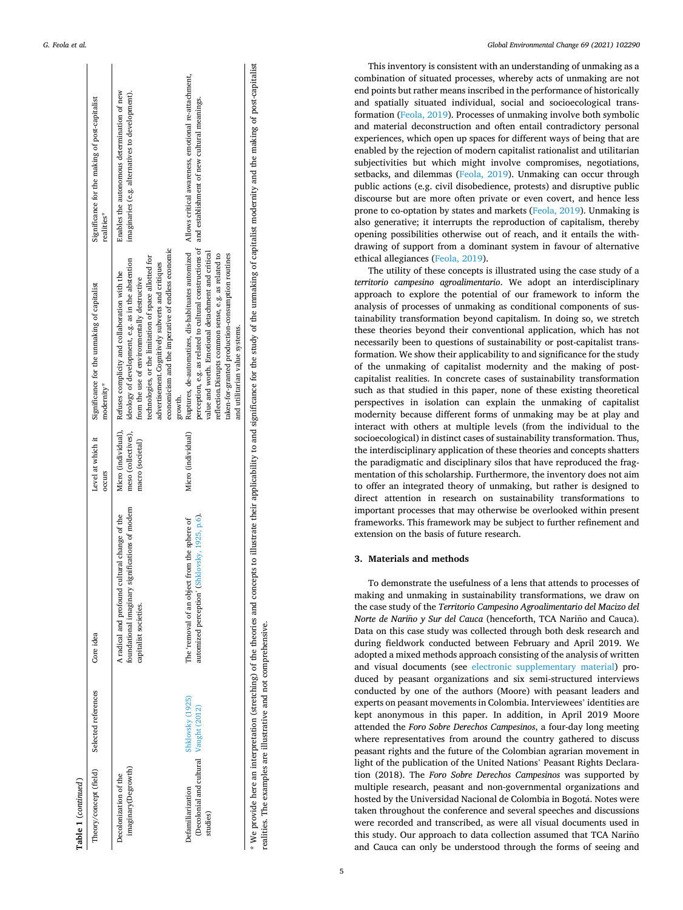**Table 1** (*continued*)

| Theory/concept (field) | Selected references | Core idea | Level at which it occurs | Significance for the unmaking of capitalist modernity* | Significance for the making of post-capitalist realities* |
|---|---|---|---|---|---|
| Decolonization of the imaginary(Degrowth) | | A radical and profound cultural change of the foundational imaginary significations of modern capitalist societies. | Micro (individual), meso (collectives), macro (societal) | Refuses complicity and collaboration with the ideology of development, e.g. as in the abstention from the use of environmentally destructive technologies, or the limitation of space allotted for advertisement.Cognitively subverts and critiques economicism and the imperative of endless economic growth. | Enables the autonomous determination of new imaginaries (e.g. alternatives to development). |
| Defamiliarization (Decolonial and cultural studies) | Shklovsky (1925) Vaught (2012) | The 'removal of an object from the sphere of automized perception' (Shklovsky, 1925, p.6). | Micro (individual) | Ruptures, de-automatizes, dis-habituates automized perception, e.g. as related to cultural constructions of value and worth. Emotional detachment and critical reflection.Disrupts common sense, e.g. as related to taken-for-granted production-consumption routines and utilitarian value systems. | Allows critical awareness, emotional re-attachment, and establishment of new cultural meanings. |

* We provide here an interpretation (stretching) of the theories and concepts to illustrate their applicability to and significance for the study of the unmaking of capitalist modernity and the making of post-capitalist realities. The examples are illustrative and not comprehensive.

This inventory is consistent with an understanding of unmaking as a combination of situated processes, whereby acts of unmaking are not end points but rather means inscribed in the performance of historically and spatially situated individual, social and socioecological transformation (Feola, 2019). Processes of unmaking involve both symbolic and material deconstruction and often entail contradictory personal experiences, which open up spaces for different ways of being that are enabled by the rejection of modern capitalist rationalist and utilitarian subjectivities but which might involve compromises, negotiations, setbacks, and dilemmas (Feola, 2019). Unmaking can occur through public actions (e.g. civil disobedience, protests) and disruptive public discourse but are more often private or even covert, and hence less prone to co-optation by states and markets (Feola, 2019). Unmaking is also generative; it interrupts the reproduction of capitalism, thereby opening possibilities otherwise out of reach, and it entails the withdrawing of support from a dominant system in favour of alternative ethical allegiances (Feola, 2019).

The utility of these concepts is illustrated using the case study of a *territorio campesino agroalimentario*. We adopt an interdisciplinary approach to explore the potential of our framework to inform the analysis of processes of unmaking as conditional components of sustainability transformation beyond capitalism. In doing so, we stretch these theories beyond their conventional application, which has not necessarily been to questions of sustainability or post-capitalist transformation. We show their applicability to and significance for the study of the unmaking of capitalist modernity and the making of post-capitalist realities. In concrete cases of sustainability transformation such as that studied in this paper, none of these existing theoretical perspectives in isolation can explain the unmaking of capitalist modernity because different forms of unmaking may be at play and interact with others at multiple levels (from the individual to the socioecological) in distinct cases of sustainability transformation. Thus, the interdisciplinary application of these theories and concepts shatters the paradigmatic and disciplinary silos that have reproduced the fragmentation of this scholarship. Furthermore, the inventory does not aim to offer an integrated theory of unmaking, but rather is designed to direct attention in research on sustainability transformations to important processes that may otherwise be overlooked within present frameworks. This framework may be subject to further refinement and extension on the basis of future research.

## 3. Materials and methods

To demonstrate the usefulness of a lens that attends to processes of making and unmaking in sustainability transformations, we draw on the case study of the *Territorio Campesino Agroalimentario del Macizo del Norte de Nariño y Sur del Cauca* (henceforth, TCA Nariño and Cauca). Data on this case study was collected through both desk research and during fieldwork conducted between February and April 2019. We adopted a mixed methods approach consisting of the analysis of written and visual documents (see electronic supplementary material) produced by peasant organizations and six semi-structured interviews conducted by one of the authors (Moore) with peasant leaders and experts on peasant movements in Colombia. Interviewees' identities are kept anonymous in this paper. In addition, in April 2019 Moore attended the *Foro Sobre Derechos Campesinos*, a four-day long meeting where representatives from around the country gathered to discuss peasant rights and the future of the Colombian agrarian movement in light of the publication of the United Nations' Peasant Rights Declaration (2018). The *Foro Sobre Derechos Campesinos* was supported by multiple research, peasant and non-governmental organizations and hosted by the Universidad Nacional de Colombia in Bogotá. Notes were taken throughout the conference and several speeches and discussions were recorded and transcribed, as were all visual documents used in this study. Our approach to data collection assumed that TCA Nariño and Cauca can only be understood through the forms of seeing and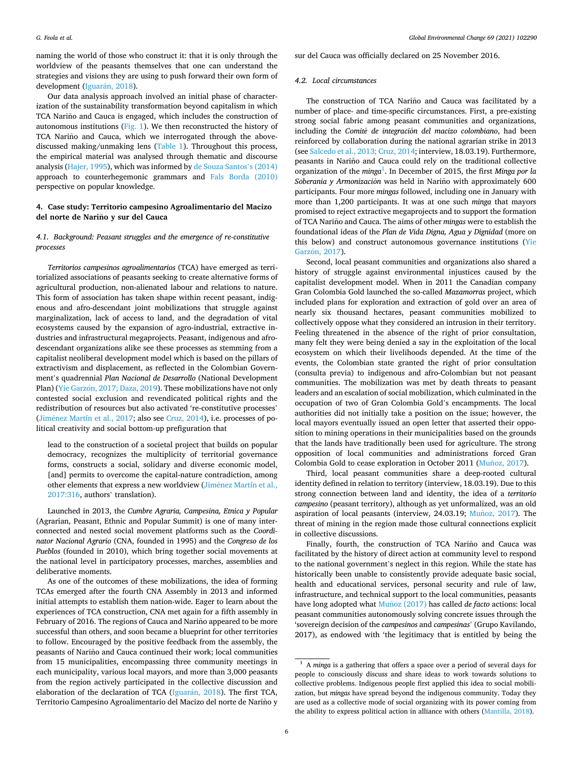naming the world of those who construct it: that it is only through the worldview of the peasants themselves that one can understand the strategies and visions they are using to push forward their own form of development (Iguarán, 2018).

Our data analysis approach involved an initial phase of characterization of the sustainability transformation beyond capitalism in which TCA Nariño and Cauca is engaged, which includes the construction of autonomous institutions (Fig. 1). We then reconstructed the history of TCA Nariño and Cauca, which we interrogated through the above-discussed making/unmaking lens (Table 1). Throughout this process, the empirical material was analysed through thematic and discourse analysis (Hajer, 1995), which was informed by de Souza Santos's (2014) approach to counterhegemonic grammars and Fals Borda (2010) perspective on popular knowledge.

## 4. Case study: Territorio campesino Agroalimentario del Macizo del norte de Nariño y sur del Cauca

### 4.1. Background: Peasant struggles and the emergence of re-constitutive processes

*Territorios campesinos agroalimentarios* (TCA) have emerged as territorialized associations of peasants seeking to create alternative forms of agricultural production, non-alienated labour and relations to nature. This form of association has taken shape within recent peasant, indigenous and afro-descendant joint mobilizations that struggle against marginalization, lack of access to land, and the degradation of vital ecosystems caused by the expansion of agro-industrial, extractive industries and infrastructural megaprojects. Peasant, indigenous and afro-descendant organizations alike see these processes as stemming from a capitalist neoliberal development model which is based on the pillars of extractivism and displacement, as reflected in the Colombian Government's quadrennial *Plan Nacional de Desarrollo* (National Development Plan) (Yie Garzón, 2017; Daza, 2019). These mobilizations have not only contested social exclusion and revendicated political rights and the redistribution of resources but also activated 're-constitutive processes' (Jiménez Martín et al., 2017; also see Cruz, 2014), i.e. processes of political creativity and social bottom-up prefiguration that

> lead to the construction of a societal project that builds on popular democracy, recognizes the multiplicity of territorial governance forms, constructs a social, solidary and diverse economic model, [and] permits to overcome the capital-nature contradiction, among other elements that express a new worldview (Jiménez Martín et al., 2017:316, authors' translation).

Launched in 2013, the *Cumbre Agraria, Campesina, Etnica y Popular* (Agrarian, Peasant, Ethnic and Popular Summit) is one of many interconnected and nested social movement platforms such as the *Coordinator Nacional Agrario* (CNA, founded in 1995) and the *Congreso de los Pueblos* (founded in 2010), which bring together social movements at the national level in participatory processes, marches, assemblies and deliberative moments.

As one of the outcomes of these mobilizations, the idea of forming TCAs emerged after the fourth CNA Assembly in 2013 and informed initial attempts to establish them nation-wide. Eager to learn about the experiences of TCA construction, CNA met again for a fifth assembly in February of 2016. The regions of Cauca and Nariño appeared to be more successful than others, and soon became a blueprint for other territories to follow. Encouraged by the positive feedback from the assembly, the peasants of Nariño and Cauca continued their work; local communities from 15 municipalities, encompassing three community meetings in each municipality, various local mayors, and more than 3,000 peasants from the region actively participated in the collective discussion and elaboration of the declaration of TCA (Iguarán, 2018). The first TCA, Territorio Campesino Agroalimentario del Macizo del norte de Nariño y sur del Cauca was officially declared on 25 November 2016.

### 4.2. Local circumstances

The construction of TCA Nariño and Cauca was facilitated by a number of place- and time-specific circumstances. First, a pre-existing strong social fabric among peasant communities and organizations, including the *Comité de integración del macizo colombiano*, had been reinforced by collaboration during the national agrarian strike in 2013 (see Salcedo et al., 2013; Cruz, 2014; interview, 18.03.19). Furthermore, peasants in Nariño and Cauca could rely on the traditional collective organization of the *minga*[1]. In December of 2015, the first *Minga por la Soberania y Armonización* was held in Nariño with approximately 600 participants. Four more *mingas* followed, including one in January with more than 1,200 participants. It was at one such *minga* that mayors promised to reject extractive megaprojects and to support the formation of TCA Nariño and Cauca. The aims of other *mingas* were to establish the foundational ideas of the *Plan de Vida Digna, Agua y Dignidad* (more on this below) and construct autonomous governance institutions (Yie Garzón, 2017).

Second, local peasant communities and organizations also shared a history of struggle against environmental injustices caused by the capitalist development model. When in 2011 the Canadian company Gran Colombia Gold launched the so-called *Mazamorras* project, which included plans for exploration and extraction of gold over an area of nearly six thousand hectares, peasant communities mobilized to collectively oppose what they considered an intrusion in their territory. Feeling threatened in the absence of the right of prior consultation, many felt they were being denied a say in the exploitation of the local ecosystem on which their livelihoods depended. At the time of the events, the Colombian state granted the right of prior consultation (consulta previa) to indigenous and afro-Colombian but not peasant communities. The mobilization was met by death threats to peasant leaders and an escalation of social mobilization, which culminated in the occupation of two of Gran Colombia Gold's encampments. The local authorities did not initially take a position on the issue; however, the local mayors eventually issued an open letter that asserted their opposition to mining operations in their municipalities based on the grounds that the lands have traditionally been used for agriculture. The strong opposition of local communities and administrations forced Gran Colombia Gold to cease exploration in October 2011 (Muñoz, 2017).

Third, local peasant communities share a deep-rooted cultural identity defined in relation to territory (interview, 18.03.19). Due to this strong connection between land and identity, the idea of a *territorio campesino* (peasant territory), although as yet unformalized, was an old aspiration of local peasants (interview, 24.03.19; Muñoz, 2017). The threat of mining in the region made those cultural connections explicit in collective discussions.

Finally, fourth, the construction of TCA Nariño and Cauca was facilitated by the history of direct action at community level to respond to the national government's neglect in this region. While the state has historically been unable to consistently provide adequate basic social, health and educational services, personal security and rule of law, infrastructure, and technical support to the local communities, peasants have long adopted what Muñoz (2017) has called *de facto* actions: local peasant communities autonomously solving concrete issues through the 'sovereign decision of the *campesinos* and *campesinas*' (Grupo Kavilando, 2017), as endowed with 'the legitimacy that is entitled by being the

[1] A *minga* is a gathering that offers a space over a period of several days for people to consciously discuss and share ideas to work towards solutions to collective problems. Indigenous people first applied this idea to social mobilization, but *mingas* have spread beyond the indigenous community. Today they are used as a collective mode of social organizing with its power coming from the ability to express political action in alliance with others (Mantilla, 2018).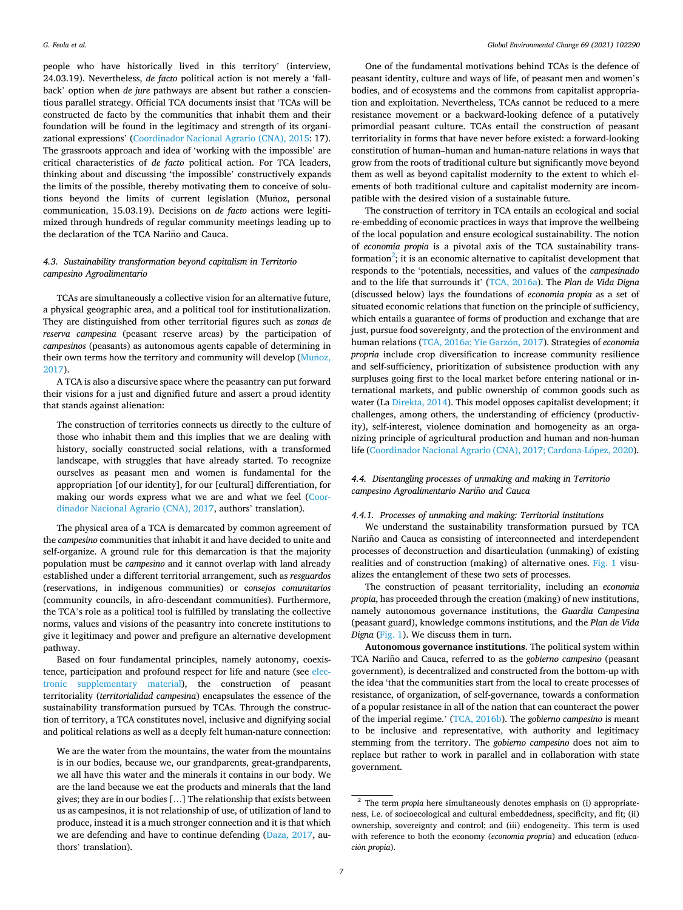people who have historically lived in this territory' (interview, 24.03.19). Nevertheless, *de facto* political action is not merely a 'fall-back' option when *de jure* pathways are absent but rather a conscientious parallel strategy. Official TCA documents insist that 'TCAs will be constructed de facto by the communities that inhabit them and their foundation will be found in the legitimacy and strength of its organizational expressions' (Coordinador Nacional Agrario (CNA), 2015: 17). The grassroots approach and idea of 'working with the impossible' are critical characteristics of *de facto* political action. For TCA leaders, thinking about and discussing 'the impossible' constructively expands the limits of the possible, thereby motivating them to conceive of solutions beyond the limits of current legislation (Muñoz, personal communication, 15.03.19). Decisions on *de facto* actions were legitimized through hundreds of regular community meetings leading up to the declaration of the TCA Nariño and Cauca.

### 4.3. Sustainability transformation beyond capitalism in Territorio campesino Agroalimentario

TCAs are simultaneously a collective vision for an alternative future, a physical geographic area, and a political tool for institutionalization. They are distinguished from other territorial figures such as *zonas de reserva campesina* (peasant reserve areas) by the participation of *campesinos* (peasants) as autonomous agents capable of determining in their own terms how the territory and community will develop (Muñoz, 2017).

A TCA is also a discursive space where the peasantry can put forward their visions for a just and dignified future and assert a proud identity that stands against alienation:

> The construction of territories connects us directly to the culture of those who inhabit them and this implies that we are dealing with history, socially constructed social relations, with a transformed landscape, with struggles that have already started. To recognize ourselves as peasant men and women is fundamental for the appropriation [of our identity], for our [cultural] differentiation, for making our words express what we are and what we feel (Coordinador Nacional Agrario (CNA), 2017, authors' translation).

The physical area of a TCA is demarcated by common agreement of the *campesino* communities that inhabit it and have decided to unite and self-organize. A ground rule for this demarcation is that the majority population must be *campesino* and it cannot overlap with land already established under a different territorial arrangement, such as *resguardos* (reservations, in indigenous communities) or *consejos comunitarios* (community councils, in afro-descendant communities). Furthermore, the TCA's role as a political tool is fulfilled by translating the collective norms, values and visions of the peasantry into concrete institutions to give it legitimacy and power and prefigure an alternative development pathway.

Based on four fundamental principles, namely autonomy, coexistence, participation and profound respect for life and nature (see electronic supplementary material), the construction of peasant territoriality (*territorialidad campesina*) encapsulates the essence of the sustainability transformation pursued by TCAs. Through the construction of territory, a TCA constitutes novel, inclusive and dignifying social and political relations as well as a deeply felt human-nature connection:

> We are the water from the mountains, the water from the mountains is in our bodies, because we, our grandparents, great-grandparents, we all have this water and the minerals it contains in our body. We are the land because we eat the products and minerals that the land gives; they are in our bodies [...] The relationship that exists between us as campesinos, it is not relationship of use, of utilization of land to produce, instead it is a much stronger connection and it is that which we are defending and have to continue defending (Daza, 2017, authors' translation).

One of the fundamental motivations behind TCAs is the defence of peasant identity, culture and ways of life, of peasant men and women's bodies, and of ecosystems and the commons from capitalist appropriation and exploitation. Nevertheless, TCAs cannot be reduced to a mere resistance movement or a backward-looking defence of a putatively primordial peasant culture. TCAs entail the construction of peasant territoriality in forms that have never before existed: a forward-looking constitution of human–human and human-nature relations in ways that grow from the roots of traditional culture but significantly move beyond them as well as beyond capitalist modernity to the extent to which elements of both traditional culture and capitalist modernity are incompatible with the desired vision of a sustainable future.

The construction of territory in TCA entails an ecological and social re-embedding of economic practices in ways that improve the wellbeing of the local population and ensure ecological sustainability. The notion of *economia propia* is a pivotal axis of the TCA sustainability transformation[2]; it is an economic alternative to capitalist development that responds to the 'potentials, necessities, and values of the *campesinado* and to the life that surrounds it' (TCA, 2016a). The *Plan de Vida Digna* (discussed below) lays the foundations of *economia propia* as a set of situated economic relations that function on the principle of sufficiency, which entails a guarantee of forms of production and exchange that are just, pursue food sovereignty, and the protection of the environment and human relations (TCA, 2016a; Yie Garzón, 2017). Strategies of *economia propria* include crop diversification to increase community resilience and self-sufficiency, prioritization of subsistence production with any surpluses going first to the local market before entering national or international markets, and public ownership of common goods such as water (La Direkta, 2014). This model opposes capitalist development; it challenges, among others, the understanding of efficiency (productivity), self-interest, violence domination and homogeneity as an organizing principle of agricultural production and human and non-human life (Coordinador Nacional Agrario (CNA), 2017; Cardona-López, 2020).

### 4.4. Disentangling processes of unmaking and making in Territorio campesino Agroalimentario Nariño and Cauca

#### 4.4.1. Processes of unmaking and making: Territorial institutions

We understand the sustainability transformation pursued by TCA Nariño and Cauca as consisting of interconnected and interdependent processes of deconstruction and disarticulation (unmaking) of existing realities and of construction (making) of alternative ones. Fig. 1 visualizes the entanglement of these two sets of processes.

The construction of peasant territoriality, including an *economia propia*, has proceeded through the creation (making) of new institutions, namely autonomous governance institutions, the *Guardia Campesina* (peasant guard), knowledge commons institutions, and the *Plan de Vida Digna* (Fig. 1). We discuss them in turn.

**Autonomous governance institutions**. The political system within TCA Nariño and Cauca, referred to as the *gobierno campesino* (peasant government), is decentralized and constructed from the bottom-up with the idea 'that the communities start from the local to create processes of resistance, of organization, of self-governance, towards a conformation of a popular resistance in all of the nation that can counteract the power of the imperial regime.' (TCA, 2016b). The *gobierno campesino* is meant to be inclusive and representative, with authority and legitimacy stemming from the territory. The *gobierno campesino* does not aim to replace but rather to work in parallel and in collaboration with state government.

---

[2] The term *propia* here simultaneously denotes emphasis on (i) appropriateness, i.e. of socioecological and cultural embeddedness, specificity, and fit; (ii) ownership, sovereignty and control; and (iii) endogeneity. This term is used with reference to both the economy (*economia propria*) and education (*educación propia*).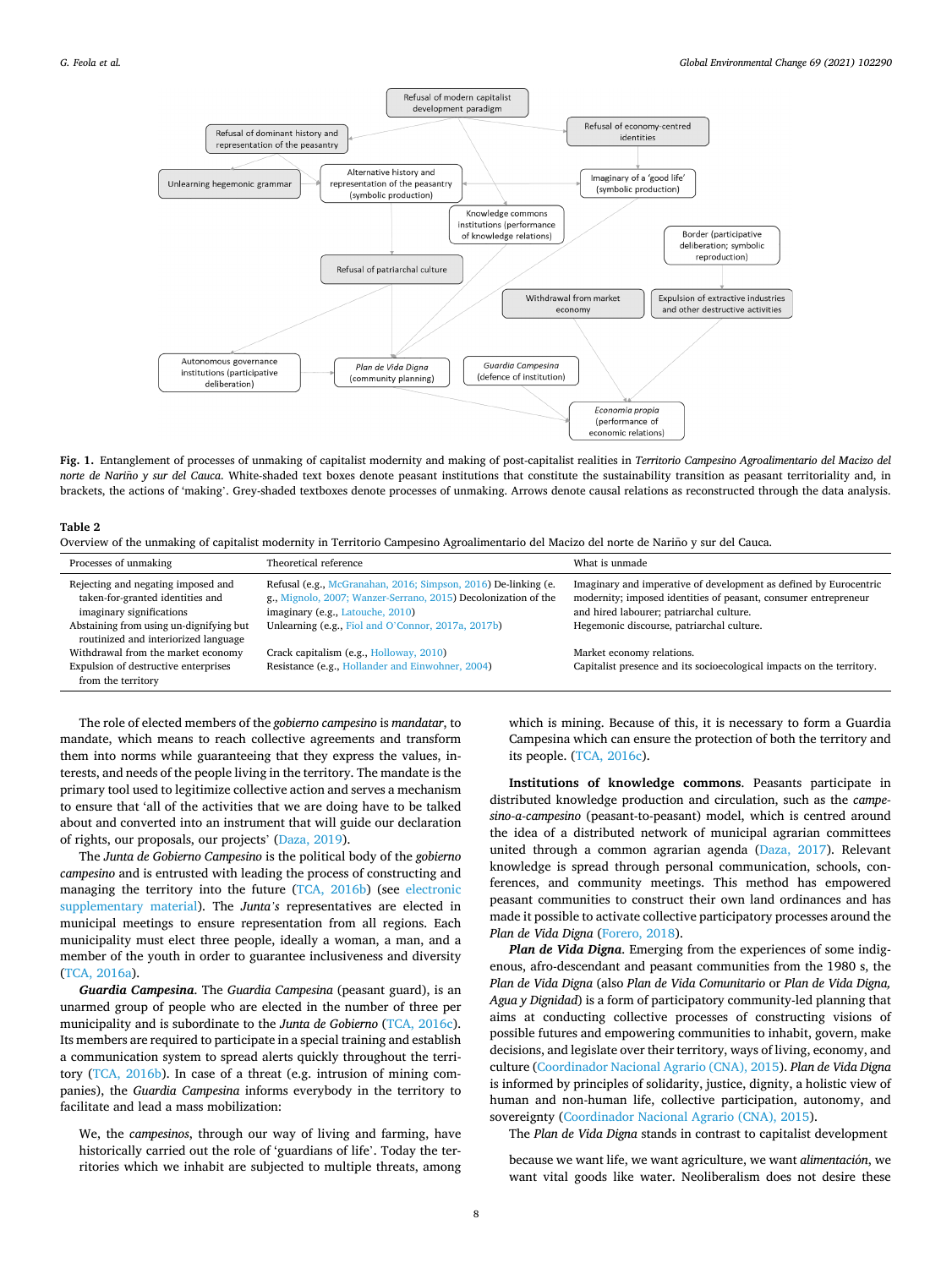**Fig. 1.** Entanglement of processes of unmaking of capitalist modernity and making of post-capitalist realities in *Territorio Campesino Agroalimentario del Macizo del norte de Nariño y sur del Cauca*. White-shaded text boxes denote peasant institutions that constitute the sustainability transition as peasant territoriality and, in brackets, the actions of 'making'. Grey-shaded textboxes denote processes of unmaking. Arrows denote causal relations as reconstructed through the data analysis.

**Table 2**
Overview of the unmaking of capitalist modernity in Territorio Campesino Agroalimentario del Macizo del norte de Nariño y sur del Cauca.

| Processes of unmaking | Theoretical reference | What is unmade |
|---|---|---|
| Rejecting and negating imposed and taken-for-granted identities and imaginary significations | Refusal (e.g., McGranahan, 2016; Simpson, 2016) De-linking (e. g., Mignolo, 2007; Wanzer-Serrano, 2015) Decolonization of the imaginary (e.g., Latouche, 2010) | Imaginary and imperative of development as defined by Eurocentric modernity; imposed identities of peasant, consumer entrepreneur and hired labourer; patriarchal culture. |
| Abstaining from using un-dignifying but routinized and interiorized language | Unlearning (e.g., Fiol and O'Connor, 2017a, 2017b) | Hegemonic discourse, patriarchal culture. |
| Withdrawal from the market economy | Crack capitalism (e.g., Holloway, 2010) | Market economy relations. |
| Expulsion of destructive enterprises from the territory | Resistance (e.g., Hollander and Einwohner, 2004) | Capitalist presence and its socioecological impacts on the territory. |

The role of elected members of the *gobierno campesino* is *mandatar*, to mandate, which means to reach collective agreements and transform them into norms while guaranteeing that they express the values, interests, and needs of the people living in the territory. The mandate is the primary tool used to legitimize collective action and serves a mechanism to ensure that 'all of the activities that we are doing have to be talked about and converted into an instrument that will guide our declaration of rights, our proposals, our projects' (Daza, 2019).

The *Junta de Gobierno Campesino* is the political body of the *gobierno campesino* and is entrusted with leading the process of constructing and managing the territory into the future (TCA, 2016b) (see electronic supplementary material). The *Junta's* representatives are elected in municipal meetings to ensure representation from all regions. Each municipality must elect three people, ideally a woman, a man, and a member of the youth in order to guarantee inclusiveness and diversity (TCA, 2016a).

***Guardia Campesina***. The *Guardia Campesina* (peasant guard), is an unarmed group of people who are elected in the number of three per municipality and is subordinate to the *Junta de Gobierno* (TCA, 2016c). Its members are required to participate in a special training and establish a communication system to spread alerts quickly throughout the territory (TCA, 2016b). In case of a threat (e.g. intrusion of mining companies), the *Guardia Campesina* informs everybody in the territory to facilitate and lead a mass mobilization:

> We, the *campesinos*, through our way of living and farming, have historically carried out the role of 'guardians of life'. Today the territories which we inhabit are subjected to multiple threats, among which is mining. Because of this, it is necessary to form a Guardia Campesina which can ensure the protection of both the territory and its people. (TCA, 2016c).

**Institutions of knowledge commons**. Peasants participate in distributed knowledge production and circulation, such as the *campesino-a-campesino* (peasant-to-peasant) model, which is centred around the idea of a distributed network of municipal agrarian committees united through a common agrarian agenda (Daza, 2017). Relevant knowledge is spread through personal communication, schools, conferences, and community meetings. This method has empowered peasant communities to construct their own land ordinances and has made it possible to activate collective participatory processes around the *Plan de Vida Digna* (Forero, 2018).

***Plan de Vida Digna***. Emerging from the experiences of some indigenous, afro-descendant and peasant communities from the 1980 s, the *Plan de Vida Digna* (also *Plan de Vida Comunitario* or *Plan de Vida Digna, Agua y Dignidad*) is a form of participatory community-led planning that aims at conducting collective processes of constructing visions of possible futures and empowering communities to inhabit, govern, make decisions, and legislate over their territory, ways of living, economy, and culture (Coordinador Nacional Agrario (CNA), 2015). *Plan de Vida Digna* is informed by principles of solidarity, justice, dignity, a holistic view of human and non-human life, collective participation, autonomy, and sovereignty (Coordinador Nacional Agrario (CNA), 2015).

The *Plan de Vida Digna* stands in contrast to capitalist development

> because we want life, we want agriculture, we want *alimentación*, we want vital goods like water. Neoliberalism does not desire these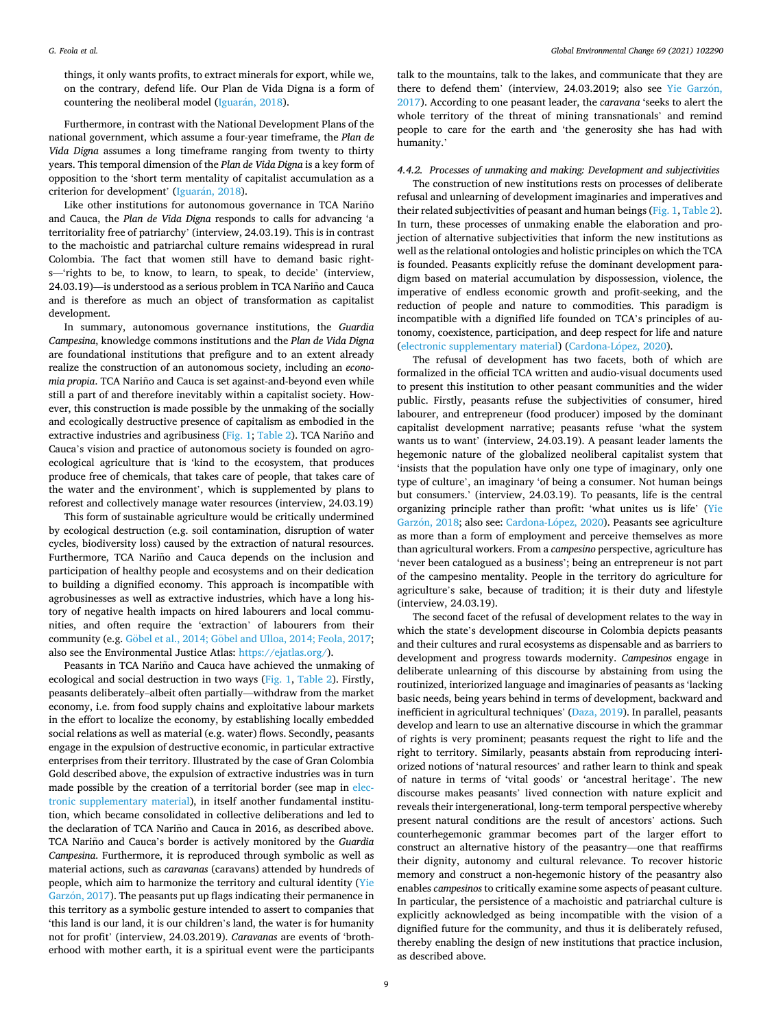things, it only wants profits, to extract minerals for export, while we, on the contrary, defend life. Our Plan de Vida Digna is a form of countering the neoliberal model (Iguarán, 2018).

Furthermore, in contrast with the National Development Plans of the national government, which assume a four-year timeframe, the *Plan de Vida Digna* assumes a long timeframe ranging from twenty to thirty years. This temporal dimension of the *Plan de Vida Digna* is a key form of opposition to the 'short term mentality of capitalist accumulation as a criterion for development' (Iguarán, 2018).

Like other institutions for autonomous governance in TCA Nariño and Cauca, the *Plan de Vida Digna* responds to calls for advancing 'a territoriality free of patriarchy' (interview, 24.03.19). This is in contrast to the machoistic and patriarchal culture remains widespread in rural Colombia. The fact that women still have to demand basic rights—'rights to be, to know, to learn, to speak, to decide' (interview, 24.03.19)—is understood as a serious problem in TCA Nariño and Cauca and is therefore as much an object of transformation as capitalist development.

In summary, autonomous governance institutions, the *Guardia Campesina*, knowledge commons institutions and the *Plan de Vida Digna* are foundational institutions that prefigure and to an extent already realize the construction of an autonomous society, including an *economia propia*. TCA Nariño and Cauca is set against-and-beyond even while still a part of and therefore inevitably within a capitalist society. However, this construction is made possible by the unmaking of the socially and ecologically destructive presence of capitalism as embodied in the extractive industries and agribusiness (Fig. 1; Table 2). TCA Nariño and Cauca's vision and practice of autonomous society is founded on agroecological agriculture that is 'kind to the ecosystem, that produces produce free of chemicals, that takes care of people, that takes care of the water and the environment', which is supplemented by plans to reforest and collectively manage water resources (interview, 24.03.19)

This form of sustainable agriculture would be critically undermined by ecological destruction (e.g. soil contamination, disruption of water cycles, biodiversity loss) caused by the extraction of natural resources. Furthermore, TCA Nariño and Cauca depends on the inclusion and participation of healthy people and ecosystems and on their dedication to building a dignified economy. This approach is incompatible with agrobusinesses as well as extractive industries, which have a long history of negative health impacts on hired labourers and local communities, and often require the 'extraction' of labourers from their community (e.g. Göbel et al., 2014; Göbel and Ulloa, 2014; Feola, 2017; also see the Environmental Justice Atlas: https://ejatlas.org/).

Peasants in TCA Nariño and Cauca have achieved the unmaking of ecological and social destruction in two ways (Fig. 1, Table 2). Firstly, peasants deliberately–albeit partially—withdraw from the market economy, i.e. from food supply chains and exploitative labour markets in the effort to localize the economy, by establishing locally embedded social relations as well as material (e.g. water) flows. Secondly, peasants engage in the expulsion of destructive economic, in particular extractive enterprises from their territory. Illustrated by the case of Gran Colombia Gold described above, the expulsion of extractive industries was in turn made possible by the creation of a territorial border (see map in electronic supplementary material), in itself another fundamental institution, which became consolidated in collective deliberations and led to the declaration of TCA Nariño and Cauca in 2016, as described above. TCA Nariño and Cauca's border is actively monitored by the *Guardia Campesina*. Furthermore, it is reproduced through symbolic as well as material actions, such as *caravanas* (caravans) attended by hundreds of people, which aim to harmonize the territory and cultural identity (Yie Garzón, 2017). The peasants put up flags indicating their permanence in this territory as a symbolic gesture intended to assert to companies that 'this land is our land, it is our children's land, the water is for humanity not for profit' (interview, 24.03.2019). *Caravanas* are events of 'brotherhood with mother earth, it is a spiritual event were the participants talk to the mountains, talk to the lakes, and communicate that they are there to defend them' (interview, 24.03.2019; also see Yie Garzón, 2017). According to one peasant leader, the *caravana* 'seeks to alert the whole territory of the threat of mining transnationals' and remind people to care for the earth and 'the generosity she has had with humanity.'

#### 4.4.2. Processes of unmaking and making: Development and subjectivities

The construction of new institutions rests on processes of deliberate refusal and unlearning of development imaginaries and imperatives and their related subjectivities of peasant and human beings (Fig. 1, Table 2). In turn, these processes of unmaking enable the elaboration and projection of alternative subjectivities that inform the new institutions as well as the relational ontologies and holistic principles on which the TCA is founded. Peasants explicitly refuse the dominant development paradigm based on material accumulation by dispossession, violence, the imperative of endless economic growth and profit-seeking, and the reduction of people and nature to commodities. This paradigm is incompatible with a dignified life founded on TCA's principles of autonomy, coexistence, participation, and deep respect for life and nature (electronic supplementary material) (Cardona-López, 2020).

The refusal of development has two facets, both of which are formalized in the official TCA written and audio-visual documents used to present this institution to other peasant communities and the wider public. Firstly, peasants refuse the subjectivities of consumer, hired labourer, and entrepreneur (food producer) imposed by the dominant capitalist development narrative; peasants refuse 'what the system wants us to want' (interview, 24.03.19). A peasant leader laments the hegemonic nature of the globalized neoliberal capitalist system that 'insists that the population have only one type of imaginary, only one type of culture', an imaginary 'of being a consumer. Not human beings but consumers.' (interview, 24.03.19). To peasants, life is the central organizing principle rather than profit: 'what unites us is life' (Yie Garzón, 2018; also see: Cardona-López, 2020). Peasants see agriculture as more than a form of employment and perceive themselves as more than agricultural workers. From a *campesino* perspective, agriculture has 'never been catalogued as a business'; being an entrepreneur is not part of the campesino mentality. People in the territory do agriculture for agriculture's sake, because of tradition; it is their duty and lifestyle (interview, 24.03.19).

The second facet of the refusal of development relates to the way in which the state's development discourse in Colombia depicts peasants and their cultures and rural ecosystems as dispensable and as barriers to development and progress towards modernity. *Campesinos* engage in deliberate unlearning of this discourse by abstaining from using the routinized, interiorized language and imaginaries of peasants as 'lacking basic needs, being years behind in terms of development, backward and inefficient in agricultural techniques' (Daza, 2019). In parallel, peasants develop and learn to use an alternative discourse in which the grammar of rights is very prominent; peasants request the right to life and the right to territory. Similarly, peasants abstain from reproducing interiorized notions of 'natural resources' and rather learn to think and speak of nature in terms of 'vital goods' or 'ancestral heritage'. The new discourse makes peasants' lived connection with nature explicit and reveals their intergenerational, long-term temporal perspective whereby present natural conditions are the result of ancestors' actions. Such counterhegemonic grammar becomes part of the larger effort to construct an alternative history of the peasantry—one that reaffirms their dignity, autonomy and cultural relevance. To recover historic memory and construct a non-hegemonic history of the peasantry also enables *campesinos* to critically examine some aspects of peasant culture. In particular, the persistence of a machoistic and patriarchal culture is explicitly acknowledged as being incompatible with the vision of a dignified future for the community, and thus it is deliberately refused, thereby enabling the design of new institutions that practice inclusion, as described above.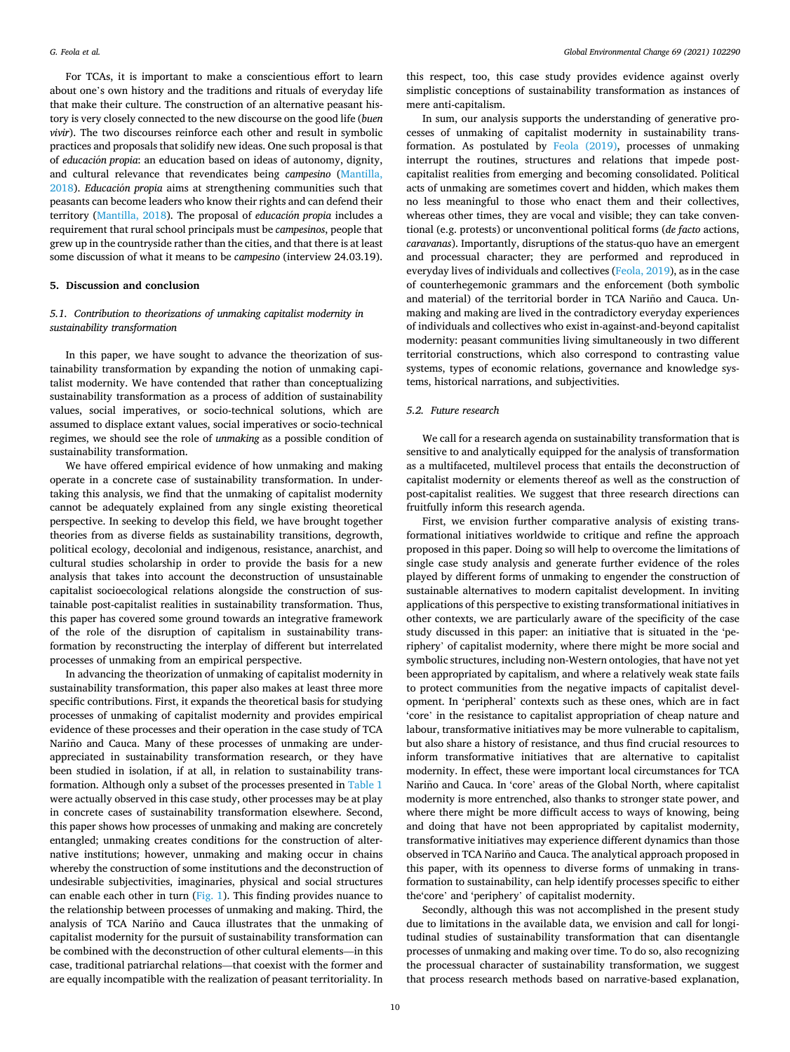For TCAs, it is important to make a conscientious effort to learn about one's own history and the traditions and rituals of everyday life that make their culture. The construction of an alternative peasant history is very closely connected to the new discourse on the good life (*buen vivir*). The two discourses reinforce each other and result in symbolic practices and proposals that solidify new ideas. One such proposal is that of *educación propia*: an education based on ideas of autonomy, dignity, and cultural relevance that revendicates being *campesino* (Mantilla, 2018). *Educación propia* aims at strengthening communities such that peasants can become leaders who know their rights and can defend their territory (Mantilla, 2018). The proposal of *educación propia* includes a requirement that rural school principals must be *campesinos*, people that grew up in the countryside rather than the cities, and that there is at least some discussion of what it means to be *campesino* (interview 24.03.19).

## 5. Discussion and conclusion

### 5.1. Contribution to theorizations of unmaking capitalist modernity in sustainability transformation

In this paper, we have sought to advance the theorization of sustainability transformation by expanding the notion of unmaking capitalist modernity. We have contended that rather than conceptualizing sustainability transformation as a process of addition of sustainability values, social imperatives, or socio-technical solutions, which are assumed to displace extant values, social imperatives or socio-technical regimes, we should see the role of *unmaking* as a possible condition of sustainability transformation.

We have offered empirical evidence of how unmaking and making operate in a concrete case of sustainability transformation. In undertaking this analysis, we find that the unmaking of capitalist modernity cannot be adequately explained from any single existing theoretical perspective. In seeking to develop this field, we have brought together theories from as diverse fields as sustainability transitions, degrowth, political ecology, decolonial and indigenous, resistance, anarchist, and cultural studies scholarship in order to provide the basis for a new analysis that takes into account the deconstruction of unsustainable capitalist socioecological relations alongside the construction of sustainable post-capitalist realities in sustainability transformation. Thus, this paper has covered some ground towards an integrative framework of the role of the disruption of capitalism in sustainability transformation by reconstructing the interplay of different but interrelated processes of unmaking from an empirical perspective.

In advancing the theorization of unmaking of capitalist modernity in sustainability transformation, this paper also makes at least three more specific contributions. First, it expands the theoretical basis for studying processes of unmaking of capitalist modernity and provides empirical evidence of these processes and their operation in the case study of TCA Nariño and Cauca. Many of these processes of unmaking are underappreciated in sustainability transformation research, or they have been studied in isolation, if at all, in relation to sustainability transformation. Although only a subset of the processes presented in Table 1 were actually observed in this case study, other processes may be at play in concrete cases of sustainability transformation elsewhere. Second, this paper shows how processes of unmaking and making are concretely entangled; unmaking creates conditions for the construction of alternative institutions; however, unmaking and making occur in chains whereby the construction of some institutions and the deconstruction of undesirable subjectivities, imaginaries, physical and social structures can enable each other in turn (Fig. 1). This finding provides nuance to the relationship between processes of unmaking and making. Third, the analysis of TCA Nariño and Cauca illustrates that the unmaking of capitalist modernity for the pursuit of sustainability transformation can be combined with the deconstruction of other cultural elements—in this case, traditional patriarchal relations—that coexist with the former and are equally incompatible with the realization of peasant territoriality. In this respect, too, this case study provides evidence against overly simplistic conceptions of sustainability transformation as instances of mere anti-capitalism.

In sum, our analysis supports the understanding of generative processes of unmaking of capitalist modernity in sustainability transformation. As postulated by Feola (2019), processes of unmaking interrupt the routines, structures and relations that impede post-capitalist realities from emerging and becoming consolidated. Political acts of unmaking are sometimes covert and hidden, which makes them no less meaningful to those who enact them and their collectives, whereas other times, they are vocal and visible; they can take conventional (e.g. protests) or unconventional political forms (*de facto* actions, *caravanas*). Importantly, disruptions of the status-quo have an emergent and processual character; they are performed and reproduced in everyday lives of individuals and collectives (Feola, 2019), as in the case of counterhegemonic grammars and the enforcement (both symbolic and material) of the territorial border in TCA Nariño and Cauca. Unmaking and making are lived in the contradictory everyday experiences of individuals and collectives who exist in-against-and-beyond capitalist modernity: peasant communities living simultaneously in two different territorial constructions, which also correspond to contrasting value systems, types of economic relations, governance and knowledge systems, historical narrations, and subjectivities.

### 5.2. Future research

We call for a research agenda on sustainability transformation that is sensitive to and analytically equipped for the analysis of transformation as a multifaceted, multilevel process that entails the deconstruction of capitalist modernity or elements thereof as well as the construction of post-capitalist realities. We suggest that three research directions can fruitfully inform this research agenda.

First, we envision further comparative analysis of existing transformational initiatives worldwide to critique and refine the approach proposed in this paper. Doing so will help to overcome the limitations of single case study analysis and generate further evidence of the roles played by different forms of unmaking to engender the construction of sustainable alternatives to modern capitalist development. In inviting applications of this perspective to existing transformational initiatives in other contexts, we are particularly aware of the specificity of the case study discussed in this paper: an initiative that is situated in the 'periphery' of capitalist modernity, where there might be more social and symbolic structures, including non-Western ontologies, that have not yet been appropriated by capitalism, and where a relatively weak state fails to protect communities from the negative impacts of capitalist development. In 'peripheral' contexts such as these ones, which are in fact 'core' in the resistance to capitalist appropriation of cheap nature and labour, transformative initiatives may be more vulnerable to capitalism, but also share a history of resistance, and thus find crucial resources to inform transformative initiatives that are alternative to capitalist modernity. In effect, these were important local circumstances for TCA Nariño and Cauca. In 'core' areas of the Global North, where capitalist modernity is more entrenched, also thanks to stronger state power, and where there might be more difficult access to ways of knowing, being and doing that have not been appropriated by capitalist modernity, transformative initiatives may experience different dynamics than those observed in TCA Nariño and Cauca. The analytical approach proposed in this paper, with its openness to diverse forms of unmaking in transformation to sustainability, can help identify processes specific to either the'core' and 'periphery' of capitalist modernity.

Secondly, although this was not accomplished in the present study due to limitations in the available data, we envision and call for longitudinal studies of sustainability transformation that can disentangle processes of unmaking and making over time. To do so, also recognizing the processual character of sustainability transformation, we suggest that process research methods based on narrative-based explanation,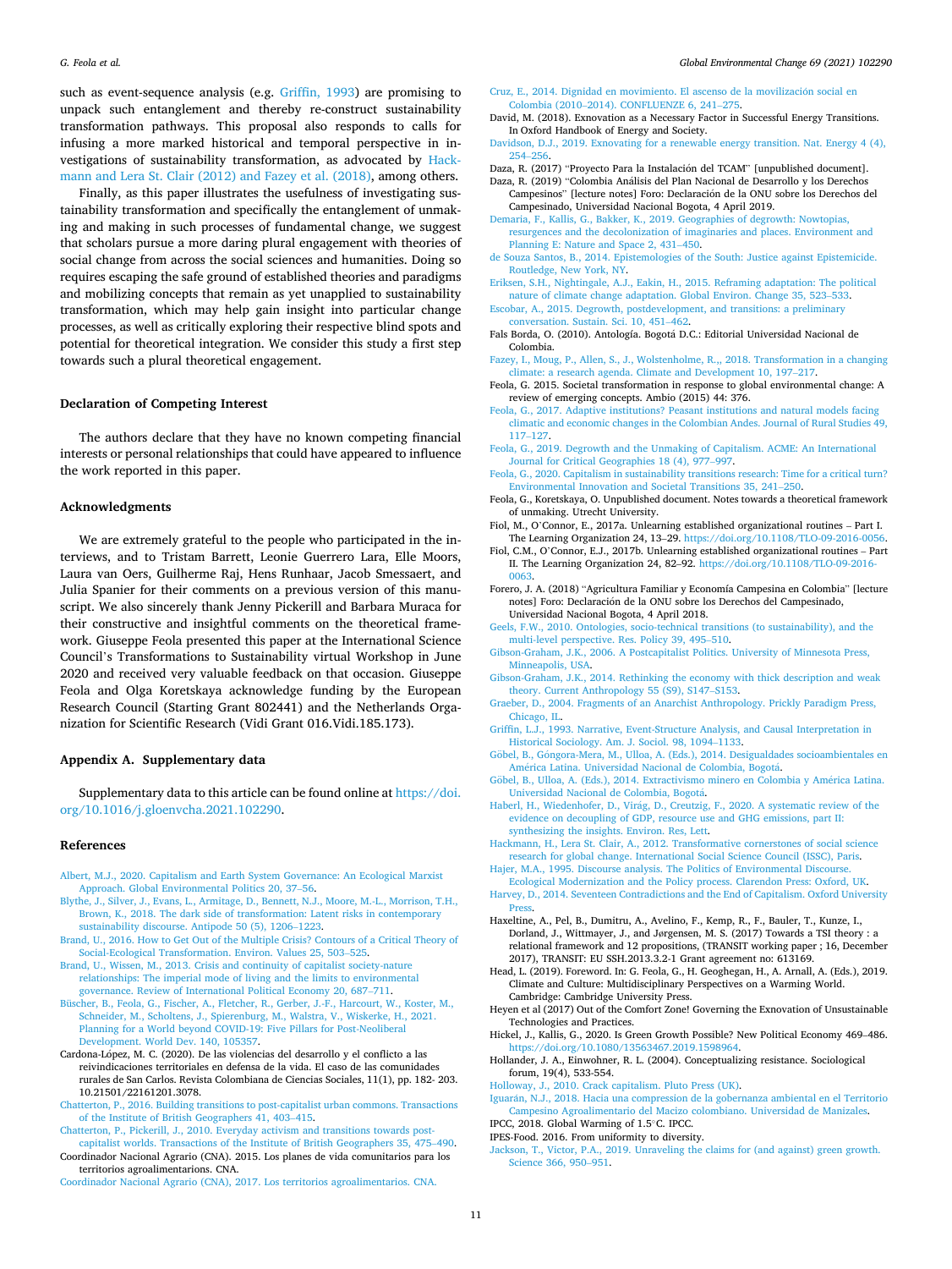such as event-sequence analysis (e.g. Griffin, 1993) are promising to unpack such entanglement and thereby re-construct sustainability transformation pathways. This proposal also responds to calls for infusing a more marked historical and temporal perspective in investigations of sustainability transformation, as advocated by Hackmann and Lera St. Clair (2012) and Fazey et al. (2018), among others.

Finally, as this paper illustrates the usefulness of investigating sustainability transformation and specifically the entanglement of unmaking and making in such processes of fundamental change, we suggest that scholars pursue a more daring plural engagement with theories of social change from across the social sciences and humanities. Doing so requires escaping the safe ground of established theories and paradigms and mobilizing concepts that remain as yet unapplied to sustainability transformation, which may help gain insight into particular change processes, as well as critically exploring their respective blind spots and potential for theoretical integration. We consider this study a first step towards such a plural theoretical engagement.

## Declaration of Competing Interest

The authors declare that they have no known competing financial interests or personal relationships that could have appeared to influence the work reported in this paper.

## Acknowledgments

We are extremely grateful to the people who participated in the interviews, and to Tristam Barrett, Leonie Guerrero Lara, Elle Moors, Laura van Oers, Guilherme Raj, Hens Runhaar, Jacob Smessaert, and Julia Spanier for their comments on a previous version of this manuscript. We also sincerely thank Jenny Pickerill and Barbara Muraca for their constructive and insightful comments on the theoretical framework. Giuseppe Feola presented this paper at the International Science Council's Transformations to Sustainability virtual Workshop in June 2020 and received very valuable feedback on that occasion. Giuseppe Feola and Olga Koretskaya acknowledge funding by the European Research Council (Starting Grant 802441) and the Netherlands Organization for Scientific Research (Vidi Grant 016.Vidi.185.173).

## Appendix A. Supplementary data

Supplementary data to this article can be found online at https://doi.org/10.1016/j.gloenvcha.2021.102290.

## References

Albert, M.J., 2020. Capitalism and Earth System Governance: An Ecological Marxist Approach. Global Environmental Politics 20, 37–56.

Blythe, J., Silver, J., Evans, L., Armitage, D., Bennett, N.J., Moore, M.-L., Morrison, T.H., Brown, K., 2018. The dark side of transformation: Latent risks in contemporary sustainability discourse. Antipode 50 (5), 1206–1223.

Brand, U., 2016. How to Get Out of the Multiple Crisis? Contours of a Critical Theory of Social-Ecological Transformation. Environ. Values 25, 503–525.

Brand, U., Wissen, M., 2013. Crisis and continuity of capitalist society-nature relationships: The imperial mode of living and the limits to environmental governance. Review of International Political Economy 20, 687–711.

Büscher, B., Feola, G., Fischer, A., Fletcher, R., Gerber, J.-F., Harcourt, W., Koster, M., Schneider, M., Scholtens, J., Spierenburg, M., Walstra, V., Wiskerke, H., 2021. Planning for a World beyond COVID-19: Five Pillars for Post-Neoliberal Development. World Dev. 140, 105357.

Cardona-López, M. C. (2020). De las violencias del desarrollo y el conflicto a las reivindicaciones territoriales en defensa de la vida. El caso de las comunidades rurales de San Carlos. Revista Colombiana de Ciencias Sociales, 11(1), pp. 182- 203. 10.21501/22161201.3078.

Chatterton, P., 2016. Building transitions to post-capitalist urban commons. Transactions of the Institute of British Geographers 41, 403–415.

Chatterton, P., Pickerill, J., 2010. Everyday activism and transitions towards post-capitalist worlds. Transactions of the Institute of British Geographers 35, 475–490.

Coordinador Nacional Agrario (CNA). 2015. Los planes de vida comunitarios para los territorios agroalimentarios. CNA.

Coordinador Nacional Agrario (CNA), 2017. Los territorios agroalimentarios. CNA.

Cruz, E., 2014. Dignidad en movimiento. El ascenso de la movilización social en Colombia (2010–2014). CONFLUENZE 6, 241–275.

David, M. (2018). Exnovation as a Necessary Factor in Successful Energy Transitions. In Oxford Handbook of Energy and Society.

Davidson, D.J., 2019. Exnovating for a renewable energy transition. Nat. Energy 4 (4), 254–256.

Daza, R. (2017) "Proyecto Para la Instalación del TCAM" [unpublished document].

Daza, R. (2019) "Colombia Análisis del Plan Nacional de Desarrollo y los Derechos Campesinos" [lecture notes] Foro: Declaración de la ONU sobre los Derechos del Campesinado, Universidad Nacional Bogota, 4 April 2019.

Demaria, F., Kallis, G., Bakker, K., 2019. Geographies of degrowth: Nowtopias, resurgences and the decolonization of imaginaries and places. Environment and Planning E: Nature and Space 2, 431–450.

de Souza Santos, B., 2014. Epistemologies of the South: Justice against Epistemicide. Routledge, New York, NY.

Eriksen, S.H., Nightingale, A.J., Eakin, H., 2015. Reframing adaptation: The political nature of climate change adaptation. Global Environ. Change 35, 523–533.

Escobar, A., 2015. Degrowth, postdevelopment, and transitions: a preliminary conversation. Sustain. Sci. 10, 451–462.

Fals Borda, O. (2010). Antología. Bogotá D.C.: Editorial Universidad Nacional de Colombia.

Fazey, I., Moug, P., Allen, S., J., Wolstenholme, R.,, 2018. Transformation in a changing climate: a research agenda. Climate and Development 10, 197–217.

Feola, G. 2015. Societal transformation in response to global environmental change: A review of emerging concepts. Ambio (2015) 44: 376.

Feola, G., 2017. Adaptive institutions? Peasant institutions and natural models facing climatic and economic changes in the Colombian Andes. Journal of Rural Studies 49, 117–127.

Feola, G., 2019. Degrowth and the Unmaking of Capitalism. ACME: An International Journal for Critical Geographies 18 (4), 977–997.

Feola, G., 2020. Capitalism in sustainability transitions research: Time for a critical turn? Environmental Innovation and Societal Transitions 35, 241–250.

Feola, G., Koretskaya, O. Unpublished document. Notes towards a theoretical framework of unmaking. Utrecht University.

Fiol, M., O'Connor, E., 2017a. Unlearning established organizational routines – Part I. The Learning Organization 24, 13–29. https://doi.org/10.1108/TLO-09-2016-0056.

Fiol, C.M., O'Connor, E.J., 2017b. Unlearning established organizational routines – Part II. The Learning Organization 24, 82–92. https://doi.org/10.1108/TLO-09-2016-0063.

Forero, J. A. (2018) "Agricultura Familiar y Economía Campesina en Colombia" [lecture notes] Foro: Declaración de la ONU sobre los Derechos del Campesinado, Universidad Nacional Bogota, 4 April 2018.

Geels, F.W., 2010. Ontologies, socio-technical transitions (to sustainability), and the multi-level perspective. Res. Policy 39, 495–510.

Gibson-Graham, J.K., 2006. A Postcapitalist Politics. University of Minnesota Press, Minneapolis, USA.

Gibson-Graham, J.K., 2014. Rethinking the economy with thick description and weak theory. Current Anthropology 55 (S9), S147–S153.

Graeber, D., 2004. Fragments of an Anarchist Anthropology. Prickly Paradigm Press, Chicago, IL.

Griffin, L.J., 1993. Narrative, Event-Structure Analysis, and Causal Interpretation in Historical Sociology. Am. J. Sociol. 98, 1094–1133.

Göbel, B., Góngora-Mera, M., Ulloa, A. (Eds.), 2014. Desigualdades socioambientales en América Latina. Universidad Nacional de Colombia, Bogotá.

Göbel, B., Ulloa, A. (Eds.), 2014. Extractivismo minero en Colombia y América Latina. Universidad Nacional de Colombia, Bogotá.

Haberl, H., Wiedenhofer, D., Virág, D., Creutzig, F., 2020. A systematic review of the evidence on decoupling of GDP, resource use and GHG emissions, part II: synthesizing the insights. Environ. Res, Lett.

Hackmann, H., Lera St. Clair, A., 2012. Transformative cornerstones of social science research for global change. International Social Science Council (ISSC), Paris.

Hajer, M.A., 1995. Discourse analysis. The Politics of Environmental Discourse. Ecological Modernization and the Policy process. Clarendon Press: Oxford, UK.

Harvey, D., 2014. Seventeen Contradictions and the End of Capitalism. Oxford University Press.

Haxeltine, A., Pel, B., Dumitru, A., Avelino, F., Kemp, R., F., Bauler, T., Kunze, I., Dorland, J., Wittmayer, J., and Jørgensen, M. S. (2017) Towards a TSI theory : a relational framework and 12 propositions, (TRANSIT working paper ; 16, December 2017), TRANSIT: EU SSH.2013.3.2-1 Grant agreement no: 613169.

Head, L. (2019). Foreword. In: G. Feola, G., H. Geoghegan, H., A. Arnall, A. (Eds.), 2019. Climate and Culture: Multidisciplinary Perspectives on a Warming World. Cambridge: Cambridge University Press.

Heyen et al (2017) Out of the Comfort Zone! Governing the Exnovation of Unsustainable Technologies and Practices.

Hickel, J., Kallis, G., 2020. Is Green Growth Possible? New Political Economy 469–486. https://doi.org/10.1080/13563467.2019.1598964.

Hollander, J. A., Einwohner, R. L. (2004). Conceptualizing resistance. Sociological forum, 19(4), 533-554.

Holloway, J., 2010. Crack capitalism. Pluto Press (UK).

Iguarán, N.J., 2018. Hacia una compression de la gobernanza ambiental en el Territorio Campesino Agroalimentario del Macizo colombiano. Universidad de Manizales.

IPCC, 2018. Global Warming of 1.5°C. IPCC.

IPES-Food. 2016. From uniformity to diversity.

Jackson, T., Victor, P.A., 2019. Unraveling the claims for (and against) green growth. Science 366, 950–951.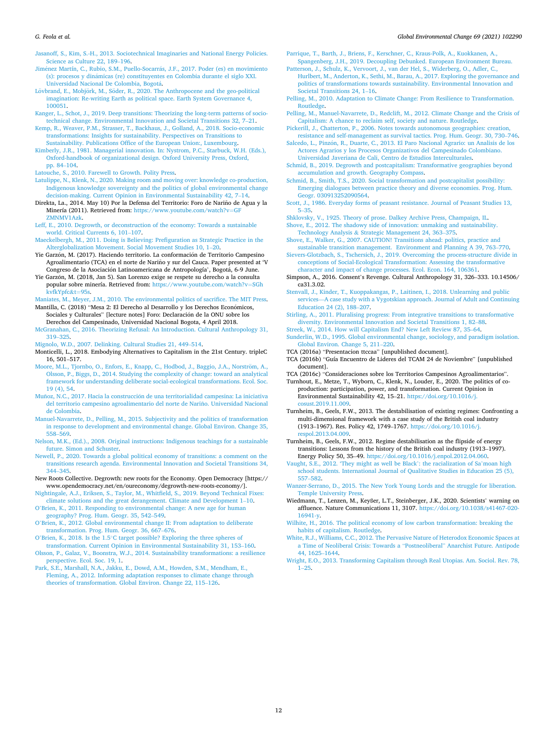Jasanoff, S., Kim, S.-H., 2013. Sociotechnical Imaginaries and National Energy Policies. Science as Culture 22, 189–196.

Jiménez Martín, C., Rubio, S.M., Puello-Socarrás, J.F., 2017. Poder (es) en movimiento (s): procesos y dinámicas (re) constituyentes en Colombia durante el siglo XXI. Universidad Nacional De Colombia, Bogotá.

Lövbrand, E., Mobjörk, M., Söder, R., 2020. The Anthropocene and the geo-political imagination: Re-writing Earth as political space. Earth System Governance 4, 100051.

Kanger, L., Schot, J., 2019. Deep transitions: Theorizing the long-term patterns of socio-technical change. Environmental Innovation and Societal Transitions 32, 7–21.

Kemp, R., Weaver, P.M., Strasser, T., Backhaus, J., Golland, A., 2018. Socio-economic transformations: Insights for sustainability. Perspectives on Transitions to Sustainability. Publications Office of the European Union:, Luxembourg.

Kimberly, J.R., 1981. Managerial innovation. In: Nystrom, P.C., Starbuck, W.H. (Eds.), Oxford-handbook of organizational design. Oxford University Press, Oxford, pp. 84–104.

Latouche, S., 2010. Farewell to Growth. Polity Press.

Latulippe, N., Klenk, N., 2020. Making room and moving over: knowledge co-production, Indigenous knowledge sovereignty and the politics of global environmental change decision-making. Current Opinion in Environmental Sustainability 42, 7–14.

Direkta, La., 2014. May 10) Por la Defensa del Territorio: Foro de Nariño de Agua y la Minería (2011). Retrieved from: https://www.youtube.com/watch?v=GFZMNMV1Azk.

Leff, E., 2010. Degrowth, or deconstruction of the economy: Towards a sustainable world. Critical Currents 6, 101–107.

Maeckelbergh, M., 2011. Doing is Believing: Prefiguration as Strategic Practice in the Alterglobalization Movement. Social Movement Studies 10, 1–20.

Yie Garzón, M. (2017). Haciendo territorio. La conformación de Territorio Campesino Agroalimentario (TCA) en el norte de Nariño y sur del Cauca. Paper presented at 'V Congreso de la Asociación Latinoamericana de Antropología', Bogotá, 6-9 June.

Yie Garzón, M. (2018, Jan 5). San Lorenzo exige se respete su derecho a la consulta popular sobre minería. Retrieved from: https://www.youtube.com/watch?v=SGhkvfkYpfc&t=95s.

Maniates, M., Meyer, J.M., 2010. The environmental politics of sacrifice. The MIT Press.

Mantilla, C. (2018) "Mesa 2: El Derecho al Desarrollo y los Derechos Económicos, Sociales y Culturales" [lecture notes] Foro: Declaración de la ONU sobre los Derechos del Campesinado, Universidad Nacional Bogota, 4 April 2018.

McGranahan, C., 2016. Theorizing Refusal: An Introduction. Cultural Anthropology 31, 319–325.

Mignolo, W.D., 2007. Delinking. Cultural Studies 21, 449–514.

Monticelli, L., 2018. Embodying Alternatives to Capitalism in the 21st Century. tripleC 16, 501–517.

Moore, M.L., Tjornbo, O., Enfors, E., Knapp, C., Hodbod, J., Baggio, J.A., Norström, A., Olsson, P., Biggs, D., 2014. Studying the complexity of change: toward an analytical framework for understanding deliberate social-ecological transformations. Ecol. Soc. 19 (4), 54.

Muñoz, N.C., 2017. Hacia la construcción de una territorialidad campesina: La iniciativa del territorio campesino agroalimentario del norte de Nariño. Universidad Nacional de Colombia.

Manuel-Navarrete, D., Pelling, M., 2015. Subjectivity and the politics of transformation in response to development and environmental change. Global Environ. Change 35, 558–569.

Nelson, M.K., (Ed.)., 2008. Original instructions: Indigenous teachings for a sustainable future. Simon and Schuster.

Newell, P., 2020. Towards a global political economy of transitions: a comment on the transitions research agenda. Environmental Innovation and Societal Transitions 34, 344–345.

New Roots Collective. Degrowth: new roots for the Economy. Open Democracy [https://www.opendemocracy.net/en/oureconomy/degrowth-new-roots-economy/].

Nightingale, A.J., Eriksen, S., Taylor, M., Whitfield, S., 2019. Beyond Technical Fixes: climate solutions and the great derangement. Climate and Development 1–10.

O'Brien, K., 2011. Responding to environmental change: A new age for human geography? Prog. Hum. Geogr. 35, 542–549.

O'Brien, K., 2012. Global environmental change II: From adaptation to deliberate transformation. Prog. Hum. Geogr. 36, 667–676.

O'Brien, K., 2018. Is the 1.5°C target possible? Exploring the three spheres of transformation. Current Opinion in Environmental Sustainability 31, 153–160.

Olsson, P., Galaz, V., Boonstra, W.J., 2014. Sustainability transformations: a resilience perspective. Ecol. Soc. 19, 1.

Park, S.E., Marshall, N.A., Jakku, E., Dowd, A.M., Howden, S.M., Mendham, E., Fleming, A., 2012. Informing adaptation responses to climate change through theories of transformation. Global Environ. Change 22, 115–126.

Parrique, T., Barth, J., Briens, F., Kerschner, C., Kraus-Polk, A., Kuokkanen, A., Spangenberg, J.H., 2019. Decoupling Debunked. European Environment Bureau.

Patterson, J., Schulz, K., Vervoort, J., van der Hel, S., Widerberg, O., Adler, C., Hurlbert, M., Anderton, K., Sethi, M., Barau, A., 2017. Exploring the governance and politics of transformations towards sustainability. Environmental Innovation and Societal Transitions 24, 1–16.

Pelling, M., 2010. Adaptation to Climate Change: From Resilience to Transformation. Routledge.

Pelling, M., Manuel-Navarrete, D., Redclift, M., 2012. Climate Change and the Crisis of Capitalism: A chance to reclaim self, society and nature. Routledge.

Pickerill, J., Chatterton, P., 2006. Notes towards autonomous geographies: creation, resistance and self-management as survival tactics. Prog. Hum. Geogr. 30, 730–746.

Salcedo, L., Pinzón, R., Duarte, C., 2013. El Paro Nacional Agrario: un Analisis de los Actores Agrarios y los Procesos Organizativos del Campesinado Colombiano. Universidad Javeriana de Cali, Centro de Estudios Interculturales.

Schmid, B., 2019. Degrowth and postcapitalism: Transformative geographies beyond accumulation and growth. Geography Compass.

Schmid, B., Smith, T.S., 2020. Social transformation and postcapitalist possibility: Emerging dialogues between practice theory and diverse economies. Prog. Hum. Geogr. 030913252090564.

Scott, J., 1986. Everyday forms of peasant resistance. Journal of Peasant Studies 13, 5–35.

Shklovsky, V., 1925. Theory of prose. Dalkey Archive Press, Champaign, IL.

Shove, E., 2012. The shadowy side of innovation: unmaking and sustainability. Technology Analysis & Strategic Management 24, 363–375.

Shove, E., Walker, G., 2007. CAUTION! Transitions ahead: politics, practice and sustainable transition management. Environment and Planning A 39, 763–770.

Sievers-Glotzbach, S., Tschersich, J., 2019. Overcoming the process-structure divide in conceptions of Social-Ecological Transformation: Assessing the transformative character and impact of change processes. Ecol. Econ. 164, 106361.

Simpson, A., 2016. Consent's Revenge. Cultural Anthropology 31, 326–333. 10.14506/ca31.3.02.

Stenvall, J., Kinder, T., Kuoppakangas, P., Laitinen, I., 2018. Unlearning and public services—A case study with a Vygotskian approach. Journal of Adult and Continuing Education 24 (2), 188–207.

Stirling, A., 2011. Pluralising progress: From integrative transitions to transformative diversity. Environmental Innovation and Societal Transitions 1, 82–88.

Streek, W., 2014. How will Capitalism End? New Left Review 87, 35–64.

Sunderlin, W.D., 1995. Global environmental change, sociology, and paradigm isolation. Global Environ. Change 5, 211–220.

TCA (2016a) "Presentacion ttccaa" [unpublished document].

TCA (2016b) "Guía Encuentro de Lideres del TCAM 24 de Noviembre" [unpublished document].

TCA (2016c) "Consideraciones sobre los Territorios Campesinos Agroalimentarios".

Turnhout, E., Metze, T., Wyborn, C., Klenk, N., Louder, E., 2020. The politics of co-production: participation, power, and transformation. Current Opinion in Environmental Sustainability 42, 15–21. https://doi.org/10.1016/j.cosust.2019.11.009.

Turnheim, B., Geels, F.W., 2013. The destabilisation of existing regimes: Confronting a multi-dimensional framework with a case study of the British coal industry (1913–1967). Res. Policy 42, 1749–1767. https://doi.org/10.1016/j.respol.2013.04.009.

Turnheim, B., Geels, F.W., 2012. Regime destabilisation as the flipside of energy transitions: Lessons from the history of the British coal industry (1913–1997). Energy Policy 50, 35–49. https://doi.org/10.1016/j.enpol.2012.04.060.

Vaught, S.E., 2012. 'They might as well be Black': the racialization of Sa'moan high school students. International Journal of Qualitative Studies in Education 25 (5), 557–582.

Wanzer-Serrano, D., 2015. The New York Young Lords and the struggle for liberation. Temple University Press.

Wiedmann, T., Lenzen, M., Keyßer, L.T., Steinberger, J.K., 2020. Scientists' warning on affluence. Nature Communications 11, 3107. https://doi.org/10.1038/s41467-020-16941-y.

Wilhite, H., 2016. The political economy of low carbon transformation: breaking the habits of capitalism. Routledge.

White, R.J., Williams, C.C., 2012. The Pervasive Nature of Heterodox Economic Spaces at a Time of Neoliberal Crisis: Towards a "Postneoliberal" Anarchist Future. Antipode 44, 1625–1644.

Wright, E.O., 2013. Transforming Capitalism through Real Utopias. Am. Sociol. Rev. 78, 1–25.